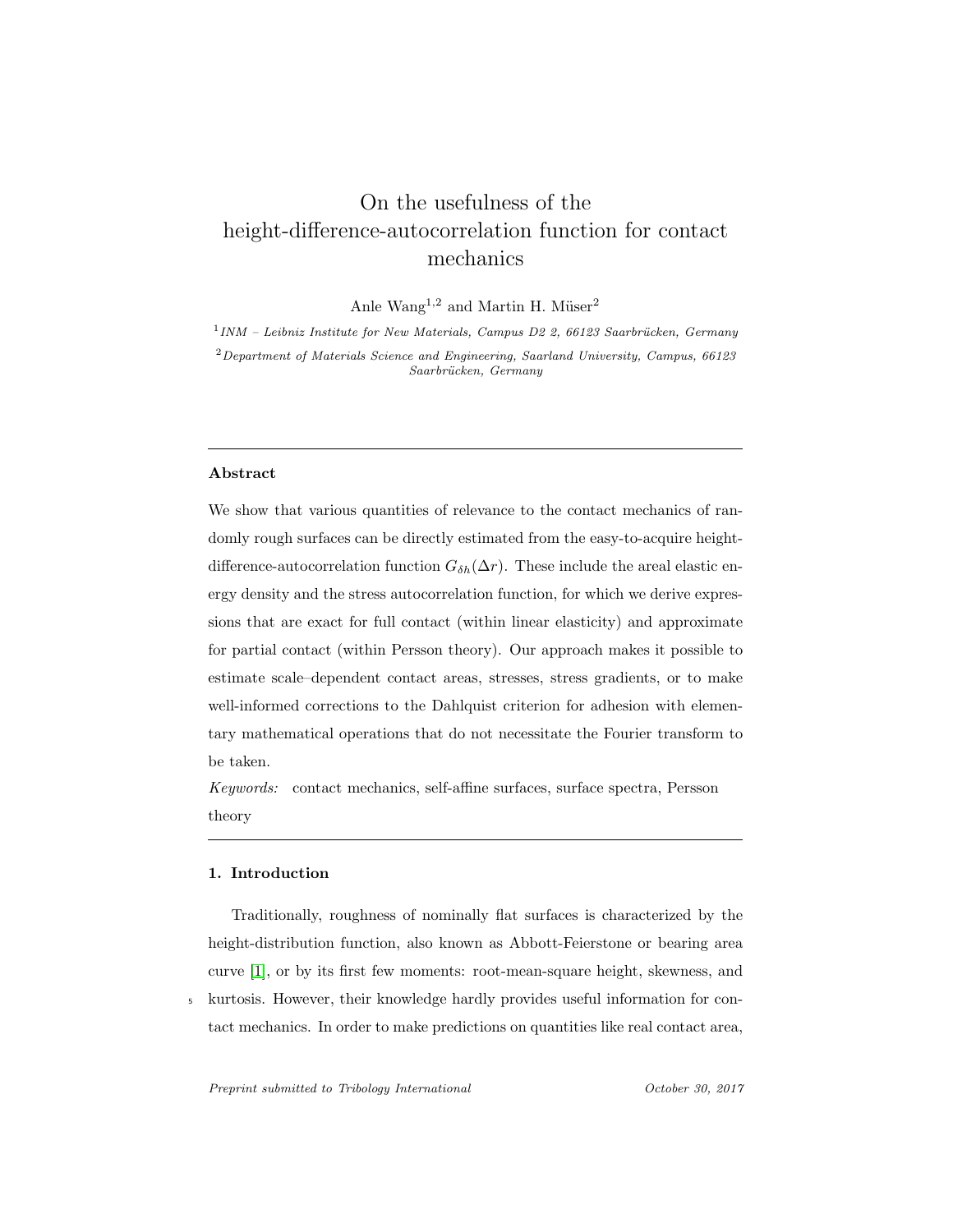# On the usefulness of the height-difference-autocorrelation function for contact mechanics

Anle Wang[1,2] and Martin H. Müser[2]

[1] *INM – Leibniz Institute for New Materials, Campus D2 2, 66123 Saarbrücken, Germany*

[2] *Department of Materials Science and Engineering, Saarland University, Campus, 66123 Saarbrücken, Germany*

---

## Abstract

We show that various quantities of relevance to the contact mechanics of randomly rough surfaces can be directly estimated from the easy-to-acquire height-difference-autocorrelation function $G_{\delta h}(\Delta r)$. These include the areal elastic energy density and the stress autocorrelation function, for which we derive expressions that are exact for full contact (within linear elasticity) and approximate for partial contact (within Persson theory). Our approach makes it possible to estimate scale–dependent contact areas, stresses, stress gradients, or to make well-informed corrections to the Dahlquist criterion for adhesion with elementary mathematical operations that do not necessitate the Fourier transform to be taken.

*Keywords:* contact mechanics, self-affine surfaces, surface spectra, Persson theory

---

## 1. Introduction

Traditionally, roughness of nominally flat surfaces is characterized by the height-distribution function, also known as Abbott-Feierstone or bearing area curve [1], or by its first few moments: root-mean-square height, skewness, and kurtosis. However, their knowledge hardly provides useful information for contact mechanics. In order to make predictions on quantities like real contact area,

*Preprint submitted to Tribology International* *October 30, 2017*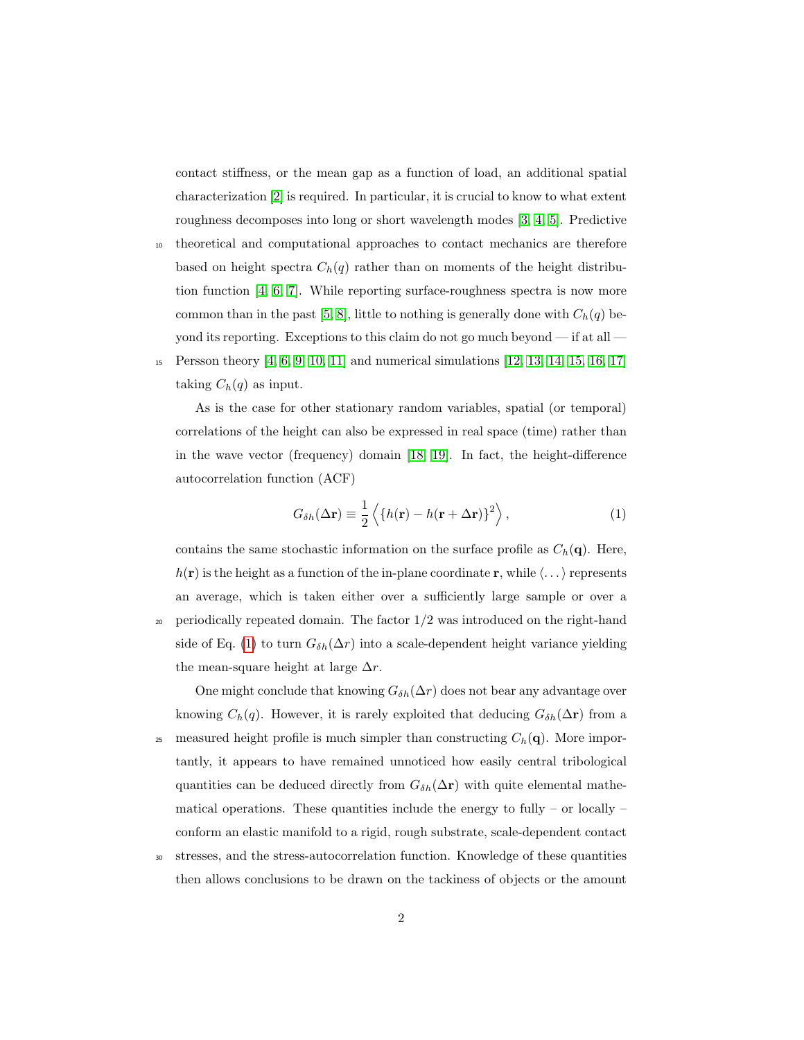contact stiffness, or the mean gap as a function of load, an additional spatial characterization [2] is required. In particular, it is crucial to know to what extent roughness decomposes into long or short wavelength modes [3, 4, 5]. Predictive theoretical and computational approaches to contact mechanics are therefore based on height spectra $C_h(q)$ rather than on moments of the height distribution function [4, 6, 7]. While reporting surface-roughness spectra is now more common than in the past [5, 8], little to nothing is generally done with $C_h(q)$ beyond its reporting. Exceptions to this claim do not go much beyond — if at all — Persson theory [4, 6, 9, 10, 11] and numerical simulations [12, 13, 14, 15, 16, 17] taking $C_h(q)$ as input.

As is the case for other stationary random variables, spatial (or temporal) correlations of the height can also be expressed in real space (time) rather than in the wave vector (frequency) domain [18, 19]. In fact, the height-difference autocorrelation function (ACF)

$$G_{\delta h}(\Delta \mathbf{r}) \equiv \frac{1}{2} \left\langle \{h(\mathbf{r}) - h(\mathbf{r} + \Delta \mathbf{r})\}^2 \right\rangle, \tag{1}$$

contains the same stochastic information on the surface profile as $C_h(\mathbf{q})$. Here, $h(\mathbf{r})$ is the height as a function of the in-plane coordinate $\mathbf{r}$, while $\langle \dots \rangle$ represents an average, which is taken either over a sufficiently large sample or over a periodically repeated domain. The factor $1/2$ was introduced on the right-hand side of Eq. (1) to turn $G_{\delta h}(\Delta r)$ into a scale-dependent height variance yielding the mean-square height at large $\Delta r$.

One might conclude that knowing $G_{\delta h}(\Delta r)$ does not bear any advantage over knowing $C_h(q)$. However, it is rarely exploited that deducing $G_{\delta h}(\Delta \mathbf{r})$ from a measured height profile is much simpler than constructing $C_h(\mathbf{q})$. More importantly, it appears to have remained unnoticed how easily central tribological quantities can be deduced directly from $G_{\delta h}(\Delta \mathbf{r})$ with quite elemental mathematical operations. These quantities include the energy to fully – or locally – conform an elastic manifold to a rigid, rough substrate, scale-dependent contact stresses, and the stress-autocorrelation function. Knowledge of these quantities then allows conclusions to be drawn on the tackiness of objects or the amount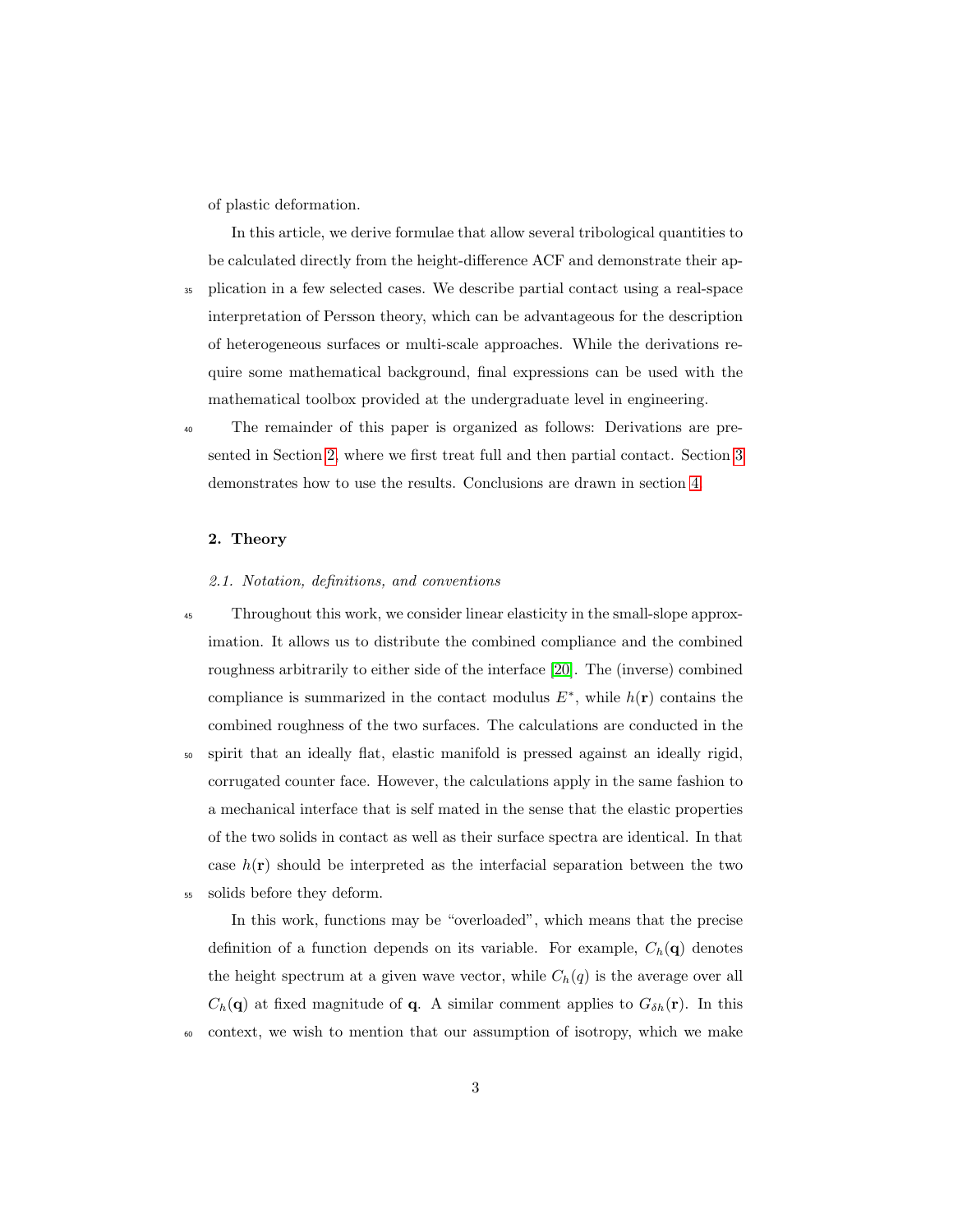of plastic deformation.

In this article, we derive formulae that allow several tribological quantities to be calculated directly from the height-difference ACF and demonstrate their application in a few selected cases. We describe partial contact using a real-space interpretation of Persson theory, which can be advantageous for the description of heterogeneous surfaces or multi-scale approaches. While the derivations require some mathematical background, final expressions can be used with the mathematical toolbox provided at the undergraduate level in engineering.

The remainder of this paper is organized as follows: Derivations are presented in Section 2, where we first treat full and then partial contact. Section 3 demonstrates how to use the results. Conclusions are drawn in section 4.

## 2. Theory

### 2.1. Notation, definitions, and conventions

Throughout this work, we consider linear elasticity in the small-slope approximation. It allows us to distribute the combined compliance and the combined roughness arbitrarily to either side of the interface [20]. The (inverse) combined compliance is summarized in the contact modulus $E^*$, while $h(\mathbf{r})$ contains the combined roughness of the two surfaces. The calculations are conducted in the spirit that an ideally flat, elastic manifold is pressed against an ideally rigid, corrugated counter face. However, the calculations apply in the same fashion to a mechanical interface that is self mated in the sense that the elastic properties of the two solids in contact as well as their surface spectra are identical. In that case $h(\mathbf{r})$ should be interpreted as the interfacial separation between the two solids before they deform.

In this work, functions may be "overloaded", which means that the precise definition of a function depends on its variable. For example, $C_h(\mathbf{q})$ denotes the height spectrum at a given wave vector, while $C_h(q)$ is the average over all $C_h(\mathbf{q})$ at fixed magnitude of $\mathbf{q}$. A similar comment applies to $G_{\delta h}(\mathbf{r})$. In this context, we wish to mention that our assumption of isotropy, which we make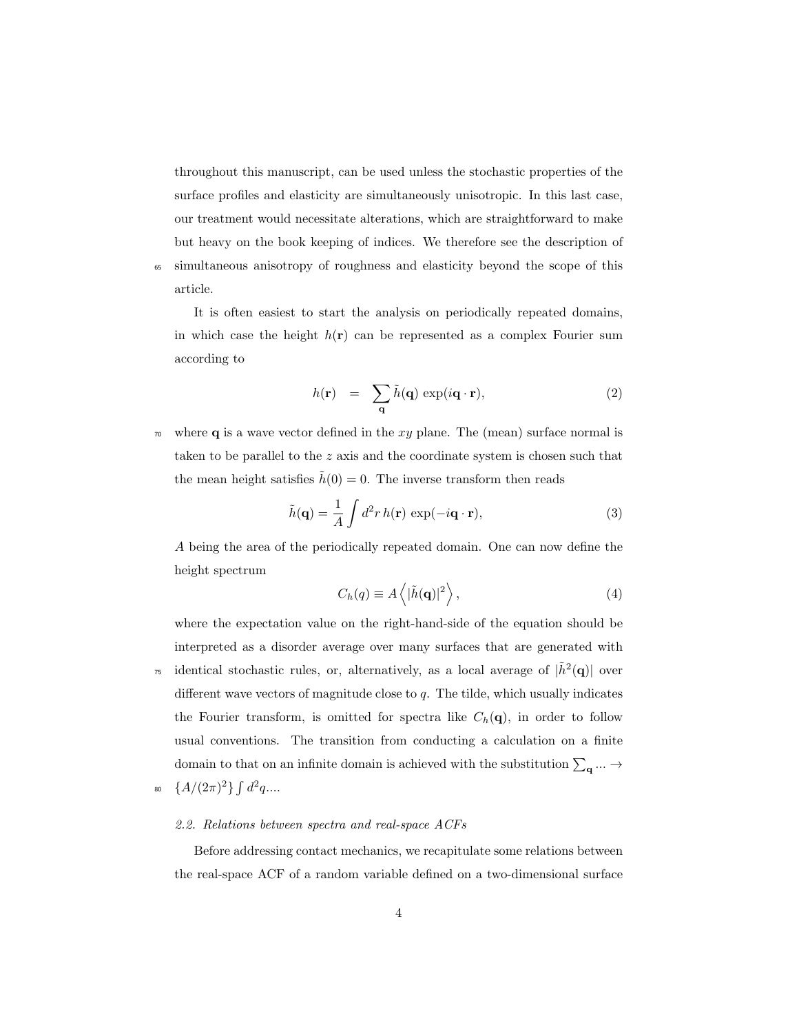throughout this manuscript, can be used unless the stochastic properties of the surface profiles and elasticity are simultaneously unisotropic. In this last case, our treatment would necessitate alterations, which are straightforward to make but heavy on the book keeping of indices. We therefore see the description of simultaneous anisotropy of roughness and elasticity beyond the scope of this article.

It is often easiest to start the analysis on periodically repeated domains, in which case the height $h(\mathbf{r})$ can be represented as a complex Fourier sum according to

$$h(\mathbf{r}) \quad = \quad \sum_{\mathbf{q}} \tilde{h}(\mathbf{q}) \, \exp(i\mathbf{q} \cdot \mathbf{r}), \tag{2}$$

where $\mathbf{q}$ is a wave vector defined in the $xy$ plane. The (mean) surface normal is taken to be parallel to the $z$ axis and the coordinate system is chosen such that the mean height satisfies $\tilde{h}(0) = 0$. The inverse transform then reads

$$\tilde{h}(\mathbf{q}) = \frac{1}{A} \int d^2r \, h(\mathbf{r}) \, \exp(-i\mathbf{q} \cdot \mathbf{r}), \tag{3}$$

$A$ being the area of the periodically repeated domain. One can now define the height spectrum

$$C_h(q) \equiv A \left\langle |\tilde{h}(\mathbf{q})|^2 \right\rangle, \tag{4}$$

where the expectation value on the right-hand-side of the equation should be interpreted as a disorder average over many surfaces that are generated with identical stochastic rules, or, alternatively, as a local average of $|\tilde{h}^2(\mathbf{q})|$ over different wave vectors of magnitude close to $q$. The tilde, which usually indicates the Fourier transform, is omitted for spectra like $C_h(\mathbf{q})$, in order to follow usual conventions. The transition from conducting a calculation on a finite domain to that on an infinite domain is achieved with the substitution $\sum_{\mathbf{q}} ... \to \{A/(2\pi)^2\} \int d^2q....$

### 2.2. Relations between spectra and real-space ACFs

Before addressing contact mechanics, we recapitulate some relations between the real-space ACF of a random variable defined on a two-dimensional surface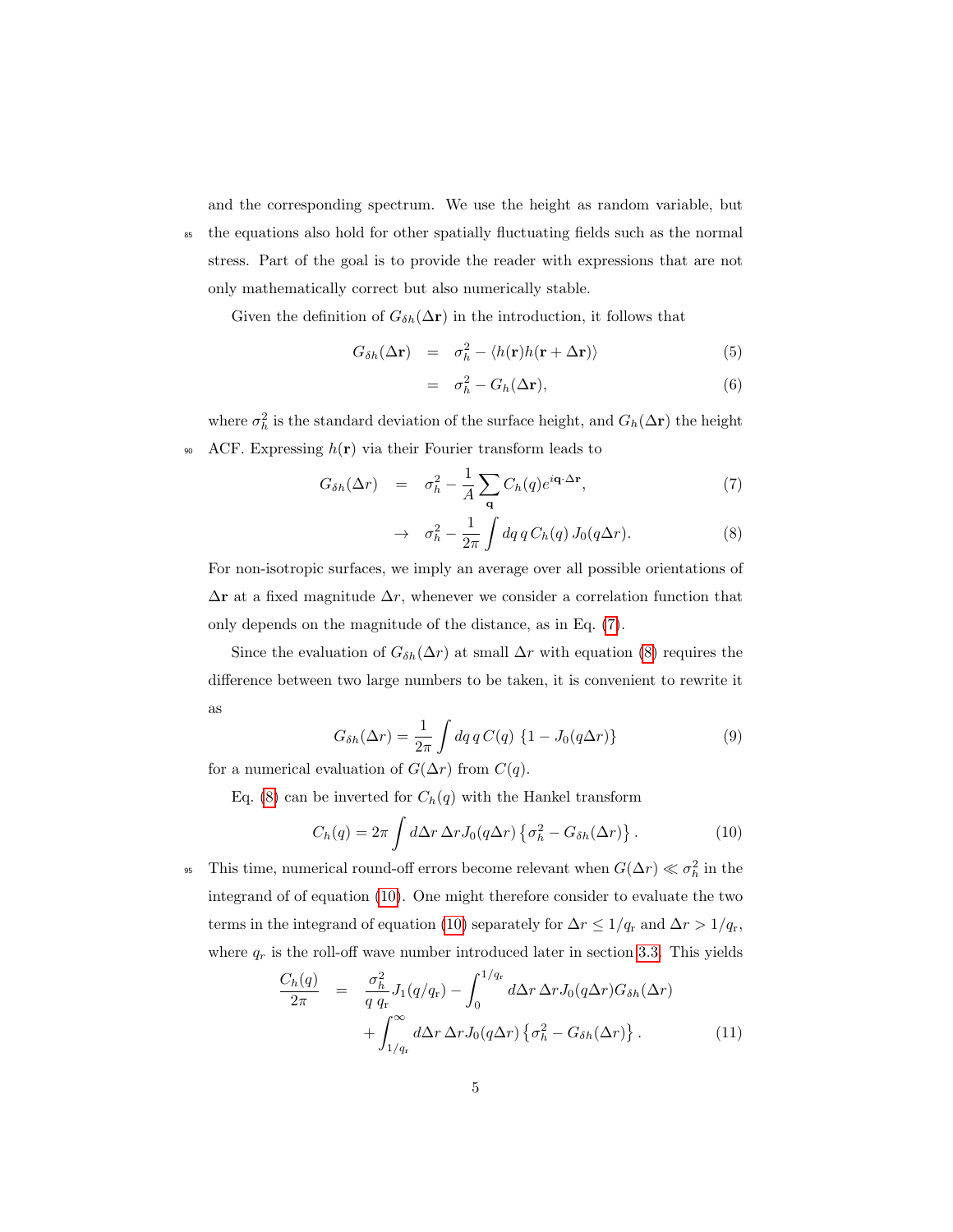and the corresponding spectrum. We use the height as random variable, but the equations also hold for other spatially fluctuating fields such as the normal stress. Part of the goal is to provide the reader with expressions that are not only mathematically correct but also numerically stable.

Given the definition of $G_{\delta h}(\Delta \mathbf{r})$ in the introduction, it follows that

$$
\begin{aligned}
G_{\delta h}(\Delta \mathbf{r}) &= \sigma_h^2 - \langle h(\mathbf{r}) h(\mathbf{r}+\Delta \mathbf{r})\rangle && (5)\\
&= \sigma_h^2 - G_h(\Delta \mathbf{r}), && (6)
\end{aligned}
$$

where $\sigma_h^2$ is the standard deviation of the surface height, and $G_h(\Delta \mathbf{r})$ the height ACF. Expressing $h(\mathbf{r})$ via their Fourier transform leads to

$$
\begin{aligned}
G_{\delta h}(\Delta r) &= \sigma_h^2 - \frac{1}{A}\sum_{\mathbf{q}} C_h(q) e^{i\mathbf{q}\cdot\Delta\mathbf{r}}, && (7)\\
&\to \sigma_h^2 - \frac{1}{2\pi}\int dq\, q\, C_h(q)\, J_0(q\Delta r). && (8)
\end{aligned}
$$

For non-isotropic surfaces, we imply an average over all possible orientations of $\Delta \mathbf{r}$ at a fixed magnitude $\Delta r$, whenever we consider a correlation function that only depends on the magnitude of the distance, as in Eq. (7).

Since the evaluation of $G_{\delta h}(\Delta r)$ at small $\Delta r$ with equation (8) requires the difference between two large numbers to be taken, it is convenient to rewrite it as

$$
G_{\delta h}(\Delta r) = \frac{1}{2\pi}\int dq\, q\, C(q)\, \{1 - J_0(q\Delta r)\} \tag{9}
$$

for a numerical evaluation of $G(\Delta r)$ from $C(q)$.

Eq. (8) can be inverted for $C_h(q)$ with the Hankel transform

$$
C_h(q) = 2\pi \int d\Delta r\, \Delta r J_0(q\Delta r)\left\{\sigma_h^2 - G_{\delta h}(\Delta r)\right\}. \tag{10}
$$

This time, numerical round-off errors become relevant when $G(\Delta r) \ll \sigma_h^2$ in the integrand of of equation (10). One might therefore consider to evaluate the two terms in the integrand of equation (10) separately for $\Delta r \leq 1/q_\mathrm{r}$ and $\Delta r > 1/q_\mathrm{r}$, where $q_r$ is the roll-off wave number introduced later in section 3.3. This yields

$$
\begin{aligned}
\frac{C_h(q)}{2\pi} &= \frac{\sigma_h^2}{q\, q_\mathrm{r}} J_1(q/q_\mathrm{r}) - \int_0^{1/q_\mathrm{r}} d\Delta r\, \Delta r J_0(q\Delta r) G_{\delta h}(\Delta r)\\
&\quad + \int_{1/q_\mathrm{r}}^{\infty} d\Delta r\, \Delta r J_0(q\Delta r)\left\{\sigma_h^2 - G_{\delta h}(\Delta r)\right\}. && (11)
\end{aligned}
$$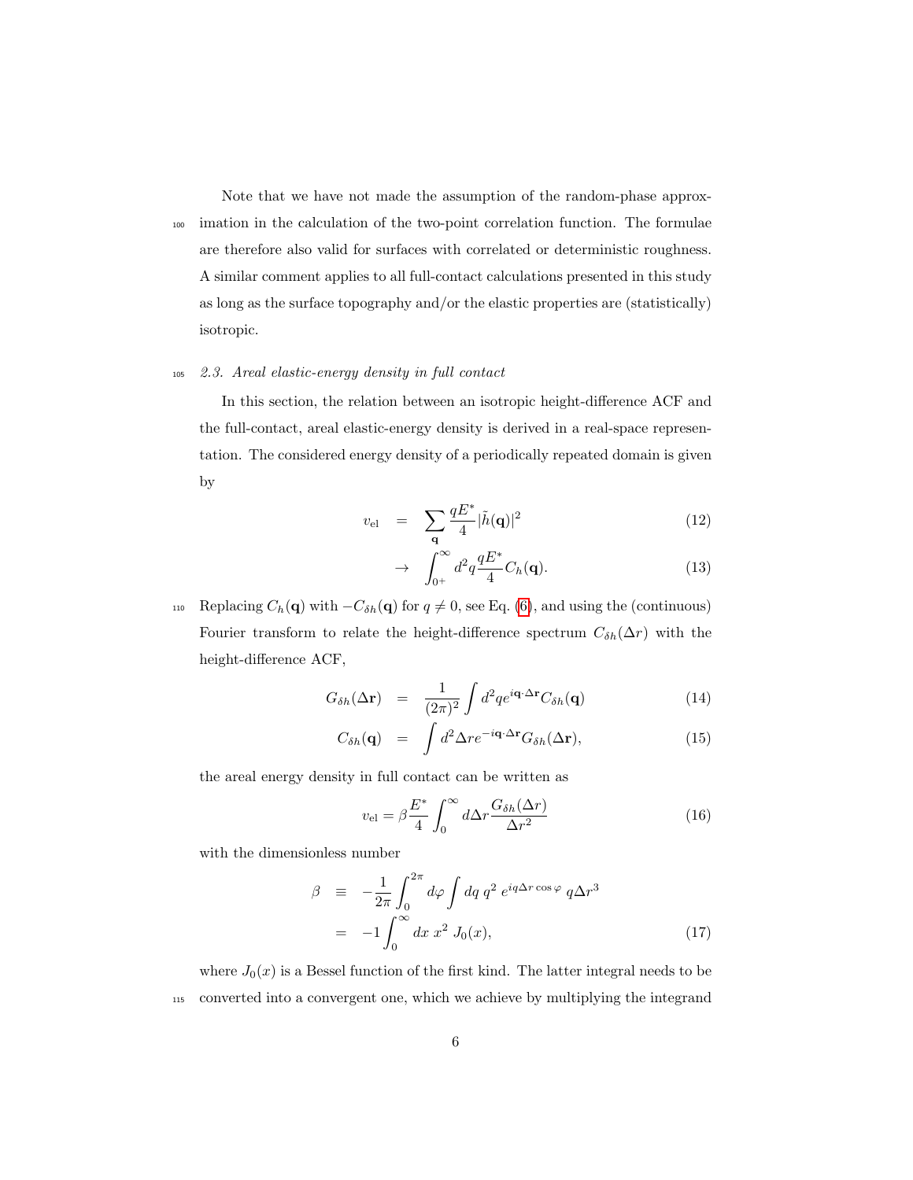Note that we have not made the assumption of the random-phase approximation in the calculation of the two-point correlation function. The formulae are therefore also valid for surfaces with correlated or deterministic roughness. A similar comment applies to all full-contact calculations presented in this study as long as the surface topography and/or the elastic properties are (statistically) isotropic.

### 2.3. Areal elastic-energy density in full contact

In this section, the relation between an isotropic height-difference ACF and the full-contact, areal elastic-energy density is derived in a real-space representation. The considered energy density of a periodically repeated domain is given by

$$
\begin{aligned}
v_{\rm el} &= \sum_{\mathbf{q}} \frac{qE^*}{4} |\tilde{h}(\mathbf{q})|^2 && (12)\\
&\rightarrow \int_{0^+}^{\infty} d^2q \frac{qE^*}{4} C_h(\mathbf{q}). && (13)
\end{aligned}
$$

Replacing $C_h(\mathbf{q})$ with $-C_{\delta h}(\mathbf{q})$ for $q \neq 0$, see Eq. (6), and using the (continuous) Fourier transform to relate the height-difference spectrum $C_{\delta h}(\Delta r)$ with the height-difference ACF,

$$
\begin{aligned}
G_{\delta h}(\Delta\mathbf{r}) &= \frac{1}{(2\pi)^2} \int d^2q e^{i\mathbf{q}\cdot\Delta\mathbf{r}} C_{\delta h}(\mathbf{q}) && (14)\\
C_{\delta h}(\mathbf{q}) &= \int d^2\Delta r e^{-i\mathbf{q}\cdot\Delta\mathbf{r}} G_{\delta h}(\Delta\mathbf{r}), && (15)
\end{aligned}
$$

the areal energy density in full contact can be written as

$$
v_{\rm el} = \beta \frac{E^*}{4} \int_0^{\infty} d\Delta r \frac{G_{\delta h}(\Delta r)}{\Delta r^2} \tag{16}
$$

with the dimensionless number

$$
\begin{aligned}
\beta &\equiv -\frac{1}{2\pi} \int_0^{2\pi} d\varphi \int dq\, q^2\, e^{iq\Delta r \cos\varphi}\, q\Delta r^3 \\
&= -1 \int_0^{\infty} dx\, x^2\, J_0(x), && (17)
\end{aligned}
$$

where $J_0(x)$ is a Bessel function of the first kind. The latter integral needs to be converted into a convergent one, which we achieve by multiplying the integrand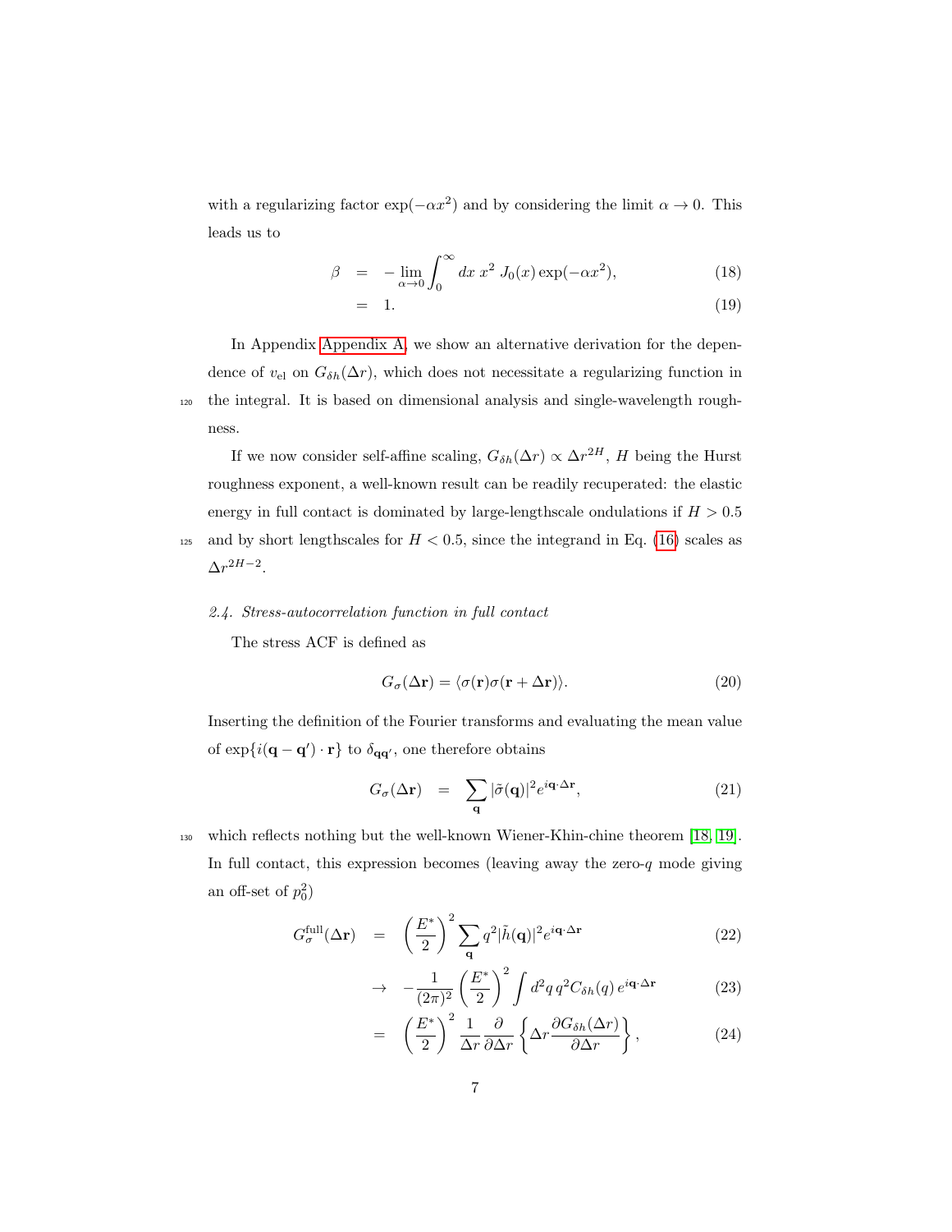with a regularizing factor $\exp(-\alpha x^2)$ and by considering the limit $\alpha \to 0$. This leads us to

$$
\begin{aligned}
\beta &= -\lim_{\alpha\to 0}\int_0^\infty dx\; x^2\, J_0(x)\exp(-\alpha x^2), && (18)\\
&= 1. && (19)
\end{aligned}
$$

In Appendix Appendix A, we show an alternative derivation for the dependence of $v_{\text{el}}$ on $G_{\delta h}(\Delta r)$, which does not necessitate a regularizing function in the integral. It is based on dimensional analysis and single-wavelength roughness.

If we now consider self-affine scaling, $G_{\delta h}(\Delta r) \propto \Delta r^{2H}$, $H$ being the Hurst roughness exponent, a well-known result can be readily recuperated: the elastic energy in full contact is dominated by large-lengthscale ondulations if $H > 0.5$ and by short lengthscales for $H < 0.5$, since the integrand in Eq. (16) scales as $\Delta r^{2H-2}$.

### *2.4. Stress-autocorrelation function in full contact*

The stress ACF is defined as

$$
G_\sigma(\Delta\mathbf{r}) = \langle \sigma(\mathbf{r})\sigma(\mathbf{r}+\Delta\mathbf{r})\rangle. \tag{20}
$$

Inserting the definition of the Fourier transforms and evaluating the mean value of $\exp\{i(\mathbf{q}-\mathbf{q}')\cdot\mathbf{r}\}$ to $\delta_{\mathbf{q}\mathbf{q}'}$, one therefore obtains

$$
G_\sigma(\Delta\mathbf{r}) = \sum_{\mathbf{q}} |\tilde{\sigma}(\mathbf{q})|^2 e^{i\mathbf{q}\cdot\Delta\mathbf{r}}, \tag{21}
$$

which reflects nothing but the well-known Wiener-Khin-chine theorem [18, 19]. In full contact, this expression becomes (leaving away the zero-$q$ mode giving an off-set of $p_0^2$)

$$
\begin{aligned}
G_\sigma^{\text{full}}(\Delta\mathbf{r}) &= \left(\frac{E^*}{2}\right)^2 \sum_{\mathbf{q}} q^2 |\tilde{h}(\mathbf{q})|^2 e^{i\mathbf{q}\cdot\Delta\mathbf{r}} && (22)\\
&\to -\frac{1}{(2\pi)^2}\left(\frac{E^*}{2}\right)^2 \int d^2q\, q^2 C_{\delta h}(q)\, e^{i\mathbf{q}\cdot\Delta\mathbf{r}} && (23)\\
&= \left(\frac{E^*}{2}\right)^2 \frac{1}{\Delta r}\frac{\partial}{\partial \Delta r}\left\{\Delta r \frac{\partial G_{\delta h}(\Delta r)}{\partial \Delta r}\right\}, && (24)
\end{aligned}
$$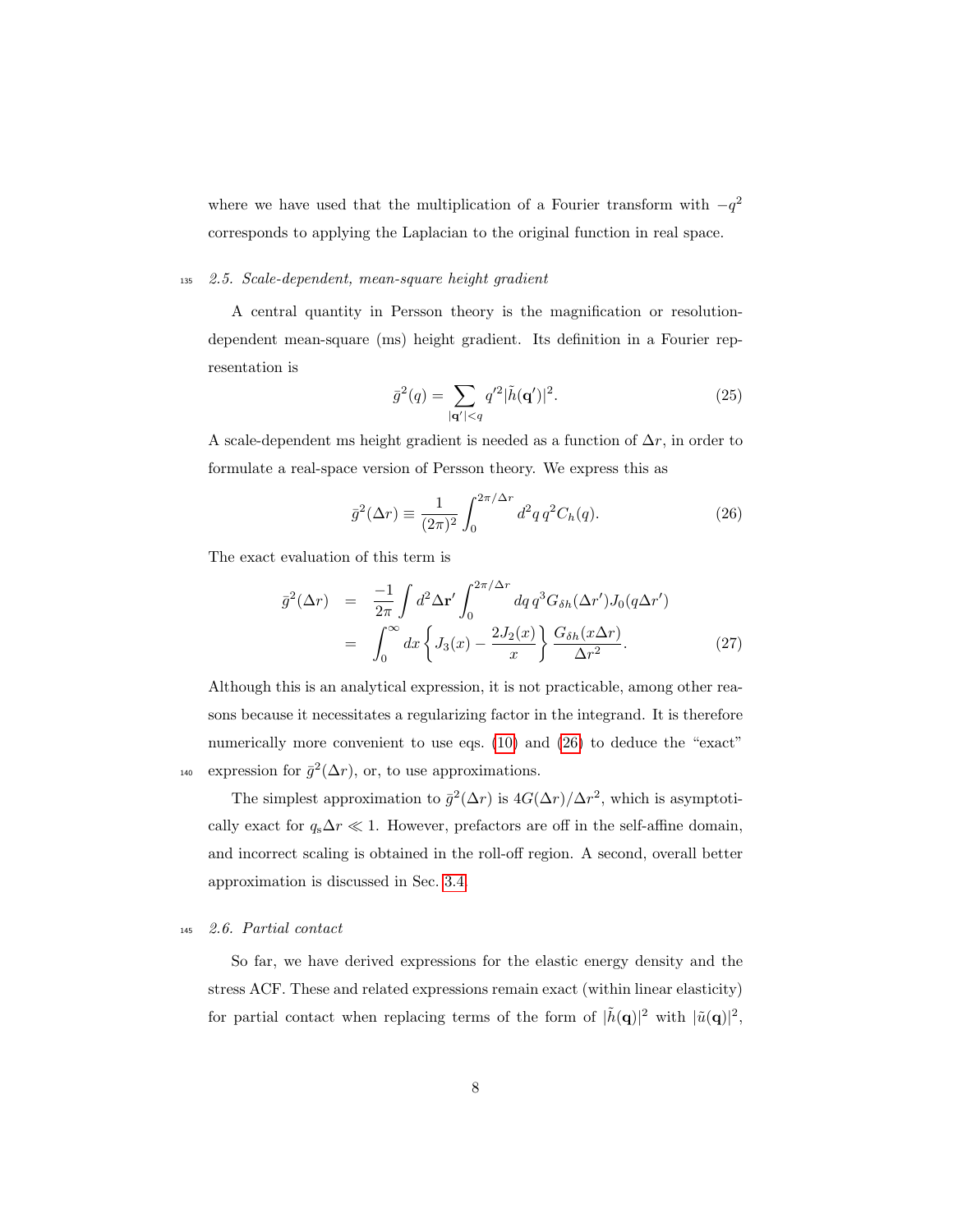where we have used that the multiplication of a Fourier transform with $-q^2$ corresponds to applying the Laplacian to the original function in real space.

### 2.5. Scale-dependent, mean-square height gradient

A central quantity in Persson theory is the magnification or resolution-dependent mean-square (ms) height gradient. Its definition in a Fourier representation is

$$\bar{g}^2(q) = \sum_{|\mathbf{q}'|<q} q'^2 |\tilde{h}(\mathbf{q}')|^2. \tag{25}$$

A scale-dependent ms height gradient is needed as a function of $\Delta r$, in order to formulate a real-space version of Persson theory. We express this as

$$\bar{g}^2(\Delta r) \equiv \frac{1}{(2\pi)^2} \int_0^{2\pi/\Delta r} d^2q \, q^2 C_h(q). \tag{26}$$

The exact evaluation of this term is

$$\begin{aligned}
\bar{g}^2(\Delta r) &= \frac{-1}{2\pi} \int d^2\Delta\mathbf{r}' \int_0^{2\pi/\Delta r} dq \, q^3 G_{\delta h}(\Delta r') J_0(q\Delta r') \\
&= \int_0^\infty dx \left\{ J_3(x) - \frac{2J_2(x)}{x} \right\} \frac{G_{\delta h}(x\Delta r)}{\Delta r^2}.
\end{aligned} \tag{27}$$

Although this is an analytical expression, it is not practicable, among other reasons because it necessitates a regularizing factor in the integrand. It is therefore numerically more convenient to use eqs. (10) and (26) to deduce the "exact" expression for $\bar{g}^2(\Delta r)$, or, to use approximations.

The simplest approximation to $\bar{g}^2(\Delta r)$ is $4G(\Delta r)/\Delta r^2$, which is asymptotically exact for $q_s\Delta r \ll 1$. However, prefactors are off in the self-affine domain, and incorrect scaling is obtained in the roll-off region. A second, overall better approximation is discussed in Sec. 3.4.

### 2.6. Partial contact

So far, we have derived expressions for the elastic energy density and the stress ACF. These and related expressions remain exact (within linear elasticity) for partial contact when replacing terms of the form of $|\tilde{h}(\mathbf{q})|^2$ with $|\tilde{u}(\mathbf{q})|^2$,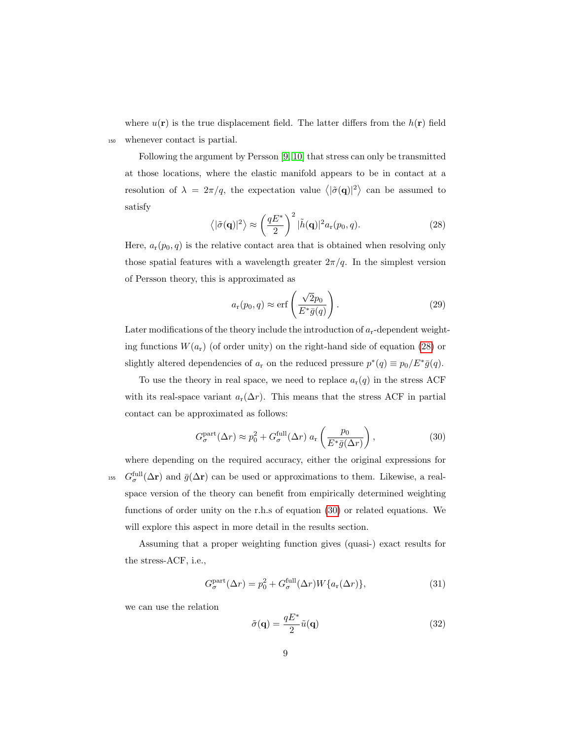where $u(\mathbf{r})$ is the true displacement field. The latter differs from the $h(\mathbf{r})$ field whenever contact is partial.

Following the argument by Persson [9, 10] that stress can only be transmitted at those locations, where the elastic manifold appears to be in contact at a resolution of $\lambda = 2\pi/q$, the expectation value $\langle|\tilde{\sigma}(\mathbf{q})|^2\rangle$ can be assumed to satisfy

$$\langle|\tilde{\sigma}(\mathbf{q})|^2\rangle \approx \left(\frac{qE^*}{2}\right)^2 |\tilde{h}(\mathbf{q})|^2 a_\mathrm{r}(p_0, q). \tag{28}$$

Here, $a_\mathrm{r}(p_0, q)$ is the relative contact area that is obtained when resolving only those spatial features with a wavelength greater $2\pi/q$. In the simplest version of Persson theory, this is approximated as

$$a_\mathrm{r}(p_0, q) \approx \mathrm{erf}\left(\frac{\sqrt{2}p_0}{E^*\bar{g}(q)}\right). \tag{29}$$

Later modifications of the theory include the introduction of $a_\mathrm{r}$-dependent weighting functions $W(a_\mathrm{r})$ (of order unity) on the right-hand side of equation (28) or slightly altered dependencies of $a_\mathrm{r}$ on the reduced pressure $p^*(q) \equiv p_0/E^*\bar{g}(q)$.

To use the theory in real space, we need to replace $a_\mathrm{r}(q)$ in the stress ACF with its real-space variant $a_\mathrm{r}(\Delta r)$. This means that the stress ACF in partial contact can be approximated as follows:

$$G_\sigma^\mathrm{part}(\Delta r) \approx p_0^2 + G_\sigma^\mathrm{full}(\Delta r)\; a_\mathrm{r}\left(\frac{p_0}{E^*\bar{g}(\Delta r)}\right), \tag{30}$$

where depending on the required accuracy, either the original expressions for $G_\sigma^\mathrm{full}(\Delta\mathbf{r})$ and $\bar{g}(\Delta\mathbf{r})$ can be used or approximations to them. Likewise, a real-space version of the theory can benefit from empirically determined weighting functions of order unity on the r.h.s of equation (30) or related equations. We will explore this aspect in more detail in the results section.

Assuming that a proper weighting function gives (quasi-) exact results for the stress-ACF, i.e.,

$$G_\sigma^\mathrm{part}(\Delta r) = p_0^2 + G_\sigma^\mathrm{full}(\Delta r) W\{a_\mathrm{r}(\Delta r)\}, \tag{31}$$

we can use the relation

$$\tilde{\sigma}(\mathbf{q}) = \frac{qE^*}{2}\tilde{u}(\mathbf{q}) \tag{32}$$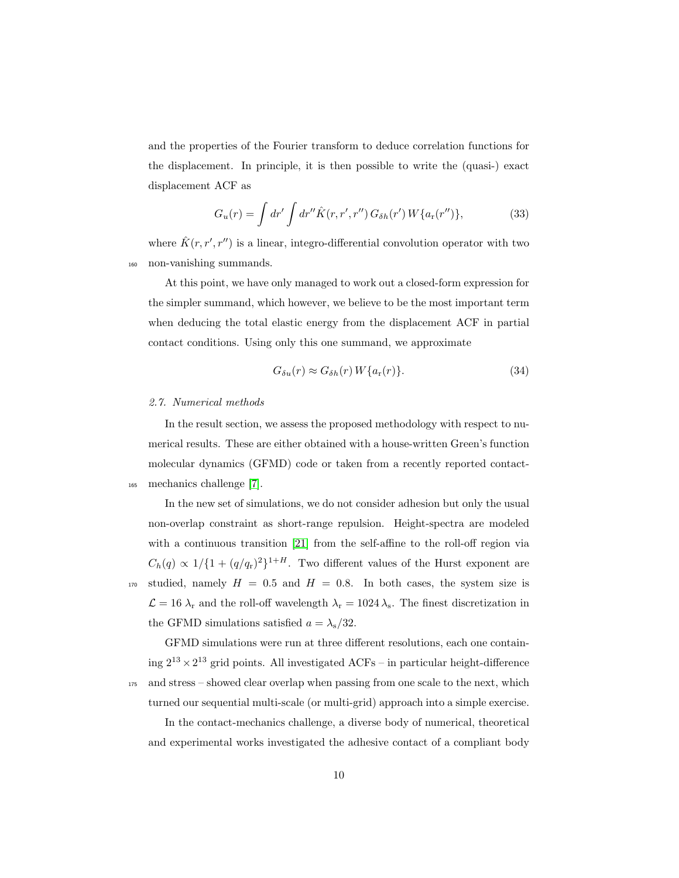and the properties of the Fourier transform to deduce correlation functions for the displacement. In principle, it is then possible to write the (quasi-) exact displacement ACF as

$$G_u(r) = \int dr' \int dr'' \hat{K}(r, r', r'') \, G_{\delta h}(r') \, W\{a_\mathrm{r}(r'')\}, \tag{33}$$

where $\hat{K}(r, r', r'')$ is a linear, integro-differential convolution operator with two non-vanishing summands.

At this point, we have only managed to work out a closed-form expression for the simpler summand, which however, we believe to be the most important term when deducing the total elastic energy from the displacement ACF in partial contact conditions. Using only this one summand, we approximate

$$G_{\delta u}(r) \approx G_{\delta h}(r) \, W\{a_\mathrm{r}(r)\}. \tag{34}$$

### *2.7. Numerical methods*

In the result section, we assess the proposed methodology with respect to numerical results. These are either obtained with a house-written Green's function molecular dynamics (GFMD) code or taken from a recently reported contact-mechanics challenge [7].

In the new set of simulations, we do not consider adhesion but only the usual non-overlap constraint as short-range repulsion. Height-spectra are modeled with a continuous transition [21] from the self-affine to the roll-off region via $C_h(q) \propto 1/\{1 + (q/q_\mathrm{r})^2\}^{1+H}$. Two different values of the Hurst exponent are studied, namely $H = 0.5$ and $H = 0.8$. In both cases, the system size is $\mathcal{L} = 16 \; \lambda_\mathrm{r}$ and the roll-off wavelength $\lambda_\mathrm{r} = 1024 \, \lambda_\mathrm{s}$. The finest discretization in the GFMD simulations satisfied $a = \lambda_\mathrm{s}/32$.

GFMD simulations were run at three different resolutions, each one containing $2^{13} \times 2^{13}$ grid points. All investigated ACFs – in particular height-difference and stress – showed clear overlap when passing from one scale to the next, which turned our sequential multi-scale (or multi-grid) approach into a simple exercise.

In the contact-mechanics challenge, a diverse body of numerical, theoretical and experimental works investigated the adhesive contact of a compliant body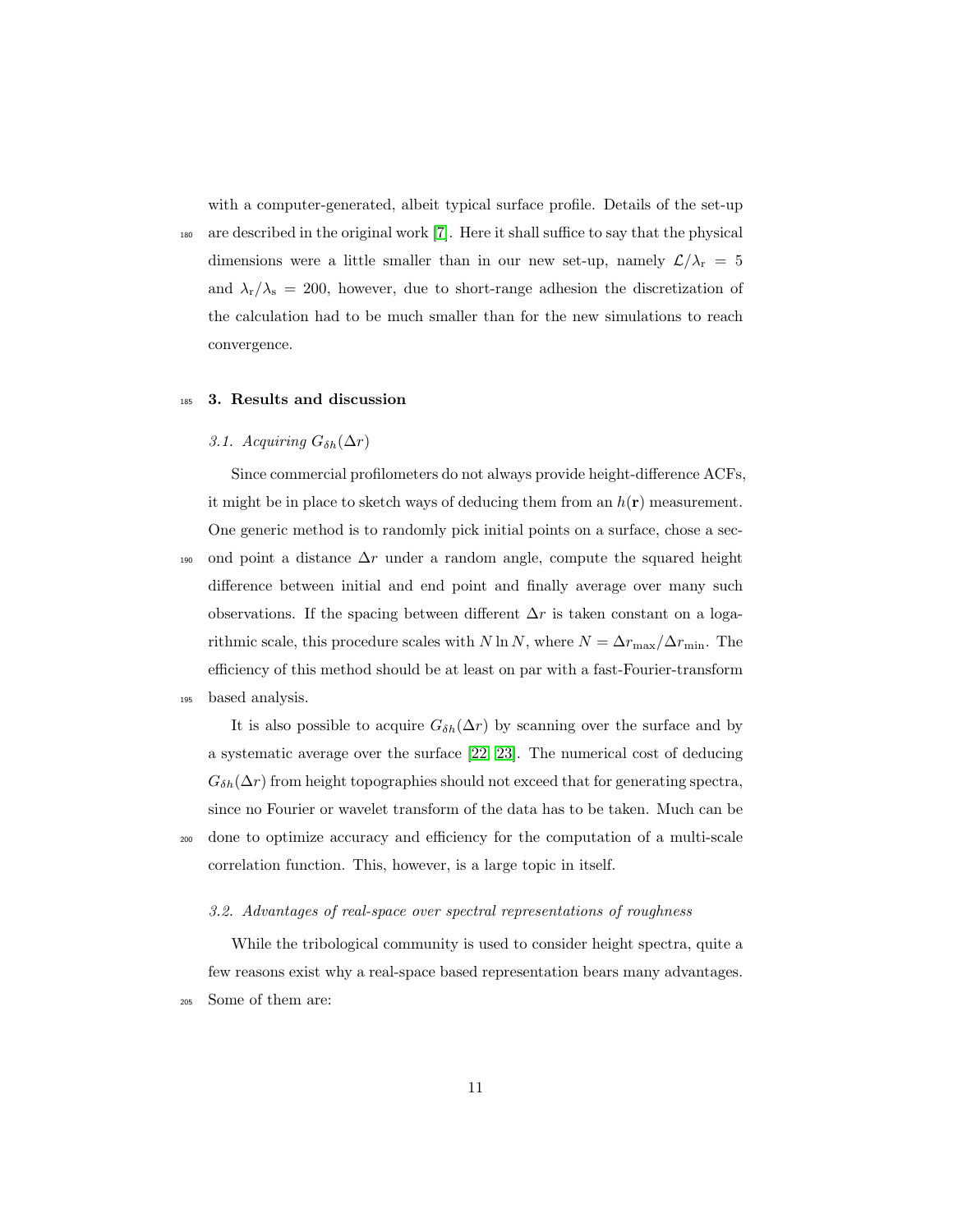with a computer-generated, albeit typical surface profile. Details of the set-up are described in the original work [7]. Here it shall suffice to say that the physical dimensions were a little smaller than in our new set-up, namely $\mathcal{L}/\lambda_\mathrm{r} = 5$ and $\lambda_\mathrm{r}/\lambda_\mathrm{s} = 200$, however, due to short-range adhesion the discretization of the calculation had to be much smaller than for the new simulations to reach convergence.

## 3. Results and discussion

### 3.1. Acquiring $G_{\delta h}(\Delta r)$

Since commercial profilometers do not always provide height-difference ACFs, it might be in place to sketch ways of deducing them from an $h(\mathbf{r})$ measurement. One generic method is to randomly pick initial points on a surface, chose a second point a distance $\Delta r$ under a random angle, compute the squared height difference between initial and end point and finally average over many such observations. If the spacing between different $\Delta r$ is taken constant on a logarithmic scale, this procedure scales with $N \ln N$, where $N = \Delta r_\mathrm{max}/\Delta r_\mathrm{min}$. The efficiency of this method should be at least on par with a fast-Fourier-transform based analysis.

It is also possible to acquire $G_{\delta h}(\Delta r)$ by scanning over the surface and by a systematic average over the surface [22, 23]. The numerical cost of deducing $G_{\delta h}(\Delta r)$ from height topographies should not exceed that for generating spectra, since no Fourier or wavelet transform of the data has to be taken. Much can be done to optimize accuracy and efficiency for the computation of a multi-scale correlation function. This, however, is a large topic in itself.

### 3.2. Advantages of real-space over spectral representations of roughness

While the tribological community is used to consider height spectra, quite a few reasons exist why a real-space based representation bears many advantages. Some of them are: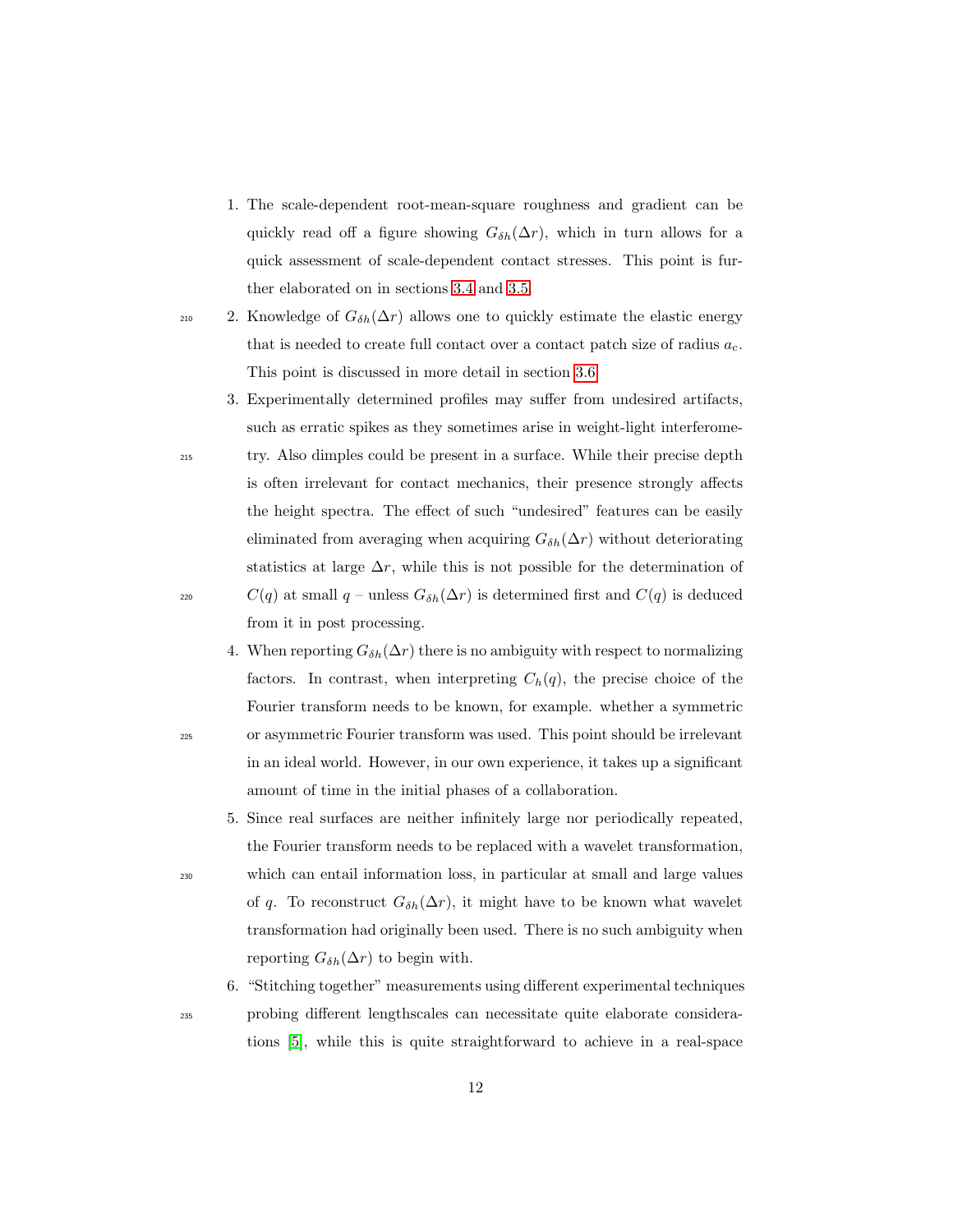1. The scale-dependent root-mean-square roughness and gradient can be quickly read off a figure showing $G_{\delta h}(\Delta r)$, which in turn allows for a quick assessment of scale-dependent contact stresses. This point is further elaborated on in sections 3.4 and 3.5.
2. Knowledge of $G_{\delta h}(\Delta r)$ allows one to quickly estimate the elastic energy that is needed to create full contact over a contact patch size of radius $a_c$. This point is discussed in more detail in section 3.6.
3. Experimentally determined profiles may suffer from undesired artifacts, such as erratic spikes as they sometimes arise in weight-light interferometry. Also dimples could be present in a surface. While their precise depth is often irrelevant for contact mechanics, their presence strongly affects the height spectra. The effect of such "undesired" features can be easily eliminated from averaging when acquiring $G_{\delta h}(\Delta r)$ without deteriorating statistics at large $\Delta r$, while this is not possible for the determination of $C(q)$ at small $q$ – unless $G_{\delta h}(\Delta r)$ is determined first and $C(q)$ is deduced from it in post processing.
4. When reporting $G_{\delta h}(\Delta r)$ there is no ambiguity with respect to normalizing factors. In contrast, when interpreting $C_h(q)$, the precise choice of the Fourier transform needs to be known, for example. whether a symmetric or asymmetric Fourier transform was used. This point should be irrelevant in an ideal world. However, in our own experience, it takes up a significant amount of time in the initial phases of a collaboration.
5. Since real surfaces are neither infinitely large nor periodically repeated, the Fourier transform needs to be replaced with a wavelet transformation, which can entail information loss, in particular at small and large values of $q$. To reconstruct $G_{\delta h}(\Delta r)$, it might have to be known what wavelet transformation had originally been used. There is no such ambiguity when reporting $G_{\delta h}(\Delta r)$ to begin with.
6. "Stitching together" measurements using different experimental techniques probing different lengthscales can necessitate quite elaborate considerations [5], while this is quite straightforward to achieve in a real-space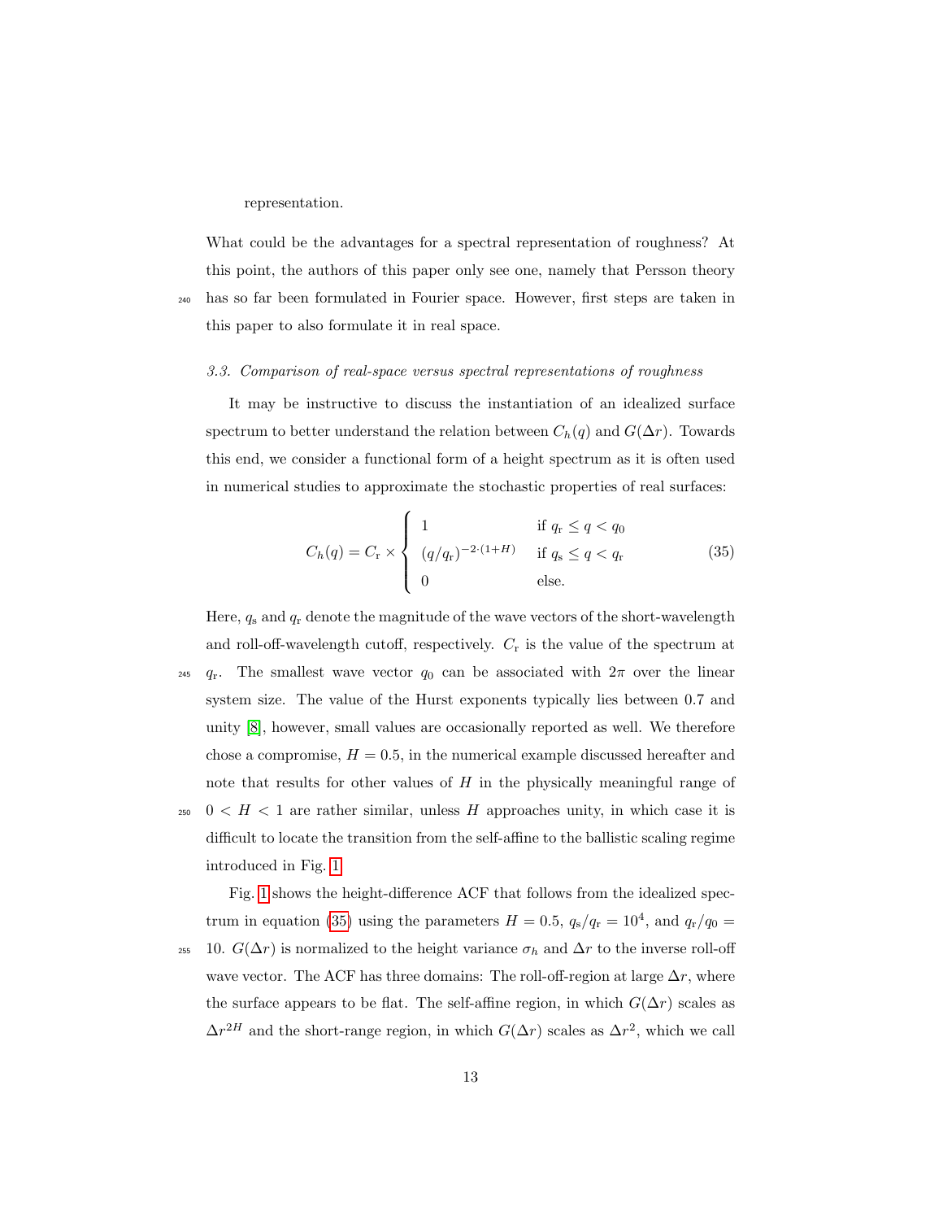representation.

What could be the advantages for a spectral representation of roughness? At this point, the authors of this paper only see one, namely that Persson theory has so far been formulated in Fourier space. However, first steps are taken in this paper to also formulate it in real space.

### 3.3. Comparison of real-space versus spectral representations of roughness

It may be instructive to discuss the instantiation of an idealized surface spectrum to better understand the relation between $C_h(q)$ and $G(\Delta r)$. Towards this end, we consider a functional form of a height spectrum as it is often used in numerical studies to approximate the stochastic properties of real surfaces:

$$C_h(q) = C_\mathrm{r} \times \begin{cases} 1 & \text{if } q_\mathrm{r} \le q < q_0 \\ (q/q_\mathrm{r})^{-2\cdot(1+H)} & \text{if } q_\mathrm{s} \le q < q_\mathrm{r} \\ 0 & \text{else.} \end{cases} \tag{35}$$

Here, $q_\mathrm{s}$ and $q_\mathrm{r}$ denote the magnitude of the wave vectors of the short-wavelength and roll-off-wavelength cutoff, respectively. $C_\mathrm{r}$ is the value of the spectrum at $q_\mathrm{r}$. The smallest wave vector $q_0$ can be associated with $2\pi$ over the linear system size. The value of the Hurst exponents typically lies between 0.7 and unity [8], however, small values are occasionally reported as well. We therefore chose a compromise, $H = 0.5$, in the numerical example discussed hereafter and note that results for other values of $H$ in the physically meaningful range of $0 < H < 1$ are rather similar, unless $H$ approaches unity, in which case it is difficult to locate the transition from the self-affine to the ballistic scaling regime introduced in Fig. 1.

Fig. 1 shows the height-difference ACF that follows from the idealized spectrum in equation (35) using the parameters $H = 0.5$, $q_\mathrm{s}/q_\mathrm{r} = 10^4$, and $q_\mathrm{r}/q_0 = 10$. $G(\Delta r)$ is normalized to the height variance $\sigma_h$ and $\Delta r$ to the inverse roll-off wave vector. The ACF has three domains: The roll-off-region at large $\Delta r$, where the surface appears to be flat. The self-affine region, in which $G(\Delta r)$ scales as $\Delta r^{2H}$ and the short-range region, in which $G(\Delta r)$ scales as $\Delta r^2$, which we call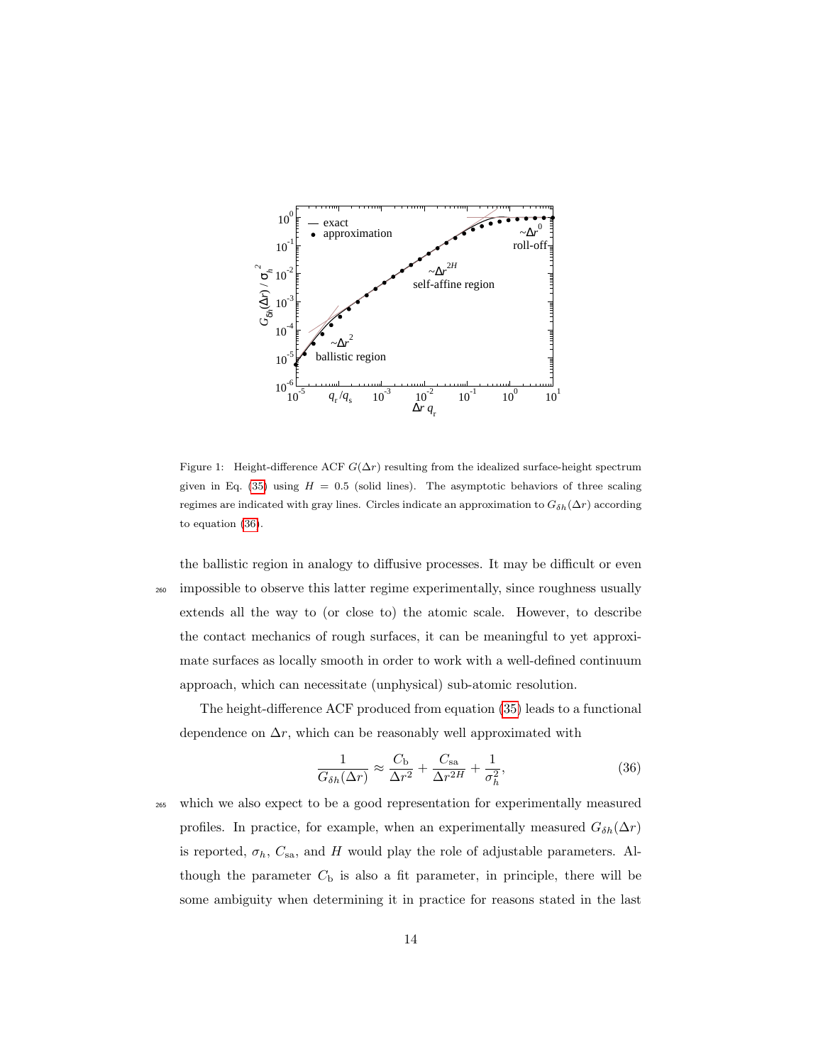Figure 1: Height-difference ACF $G(\Delta r)$ resulting from the idealized surface-height spectrum given in Eq. (35) using $H = 0.5$ (solid lines). The asymptotic behaviors of three scaling regimes are indicated with gray lines. Circles indicate an approximation to $G_{\delta h}(\Delta r)$ according to equation (36).

the ballistic region in analogy to diffusive processes. It may be difficult or even impossible to observe this latter regime experimentally, since roughness usually extends all the way to (or close to) the atomic scale. However, to describe the contact mechanics of rough surfaces, it can be meaningful to yet approximate surfaces as locally smooth in order to work with a well-defined continuum approach, which can necessitate (unphysical) sub-atomic resolution.

The height-difference ACF produced from equation (35) leads to a functional dependence on $\Delta r$, which can be reasonably well approximated with

$$\frac{1}{G_{\delta h}(\Delta r)} \approx \frac{C_{\rm b}}{\Delta r^2} + \frac{C_{\rm sa}}{\Delta r^{2H}} + \frac{1}{\sigma_h^2}, \tag{36}$$

which we also expect to be a good representation for experimentally measured profiles. In practice, for example, when an experimentally measured $G_{\delta h}(\Delta r)$ is reported, $\sigma_h$, $C_{\rm sa}$, and $H$ would play the role of adjustable parameters. Although the parameter $C_{\rm b}$ is also a fit parameter, in principle, there will be some ambiguity when determining it in practice for reasons stated in the last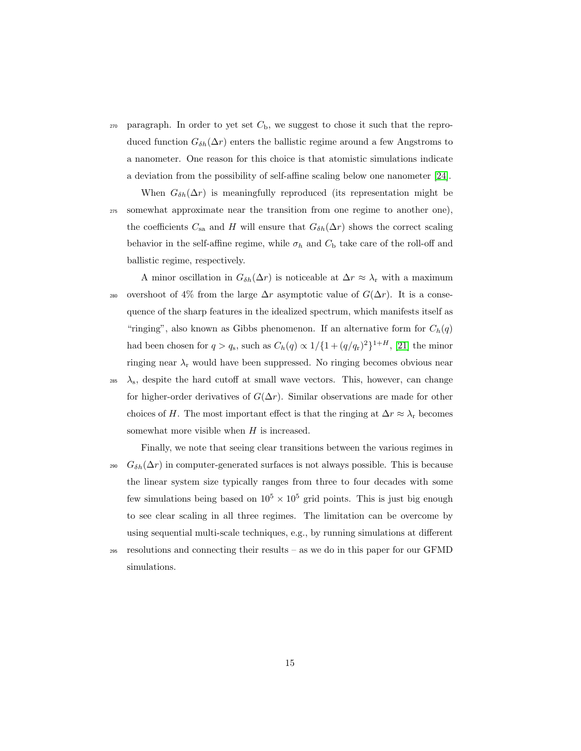paragraph. In order to yet set $C_\mathrm{b}$, we suggest to chose it such that the reproduced function $G_{\delta h}(\Delta r)$ enters the ballistic regime around a few Angstroms to a nanometer. One reason for this choice is that atomistic simulations indicate a deviation from the possibility of self-affine scaling below one nanometer [24].

When $G_{\delta h}(\Delta r)$ is meaningfully reproduced (its representation might be somewhat approximate near the transition from one regime to another one), the coefficients $C_\mathrm{sa}$ and $H$ will ensure that $G_{\delta h}(\Delta r)$ shows the correct scaling behavior in the self-affine regime, while $\sigma_h$ and $C_\mathrm{b}$ take care of the roll-off and ballistic regime, respectively.

A minor oscillation in $G_{\delta h}(\Delta r)$ is noticeable at $\Delta r \approx \lambda_\mathrm{r}$ with a maximum overshoot of 4% from the large $\Delta r$ asymptotic value of $G(\Delta r)$. It is a consequence of the sharp features in the idealized spectrum, which manifests itself as "ringing", also known as Gibbs phenomenon. If an alternative form for $C_h(q)$ had been chosen for $q > q_\mathrm{s}$, such as $C_h(q) \propto 1/\{1 + (q/q_\mathrm{r})^2\}^{1+H}$, [21] the minor ringing near $\lambda_\mathrm{r}$ would have been suppressed. No ringing becomes obvious near $\lambda_\mathrm{s}$, despite the hard cutoff at small wave vectors. This, however, can change for higher-order derivatives of $G(\Delta r)$. Similar observations are made for other choices of $H$. The most important effect is that the ringing at $\Delta r \approx \lambda_\mathrm{r}$ becomes somewhat more visible when $H$ is increased.

Finally, we note that seeing clear transitions between the various regimes in $G_{\delta h}(\Delta r)$ in computer-generated surfaces is not always possible. This is because the linear system size typically ranges from three to four decades with some few simulations being based on $10^5 \times 10^5$ grid points. This is just big enough to see clear scaling in all three regimes. The limitation can be overcome by using sequential multi-scale techniques, e.g., by running simulations at different resolutions and connecting their results – as we do in this paper for our GFMD simulations.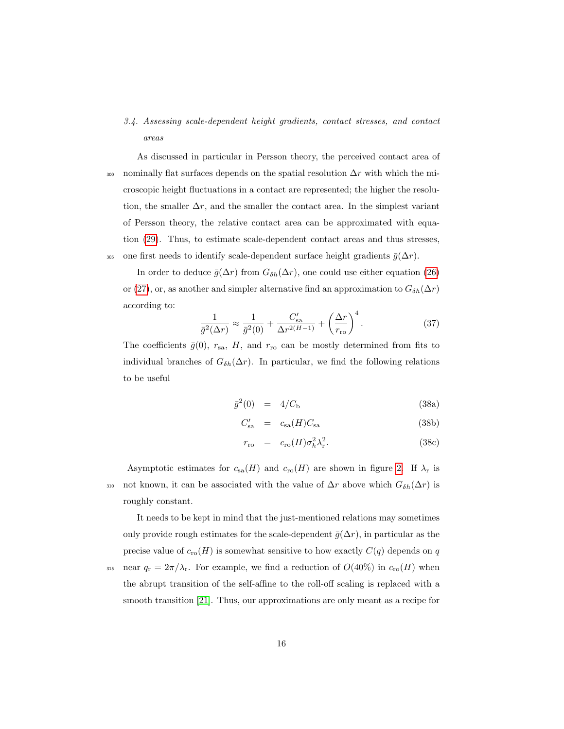### 3.4. Assessing scale-dependent height gradients, contact stresses, and contact areas

As discussed in particular in Persson theory, the perceived contact area of nominally flat surfaces depends on the spatial resolution $\Delta r$ with which the microscopic height fluctuations in a contact are represented; the higher the resolution, the smaller $\Delta r$, and the smaller the contact area. In the simplest variant of Persson theory, the relative contact area can be approximated with equation (29). Thus, to estimate scale-dependent contact areas and thus stresses, one first needs to identify scale-dependent surface height gradients $\bar{g}(\Delta r)$.

In order to deduce $\bar{g}(\Delta r)$ from $G_{\delta h}(\Delta r)$, one could use either equation (26) or (27), or, as another and simpler alternative find an approximation to $G_{\delta h}(\Delta r)$ according to:

$$\frac{1}{\bar{g}^2(\Delta r)} \approx \frac{1}{\bar{g}^2(0)} + \frac{C'_{\rm sa}}{\Delta r^{2(H-1)}} + \left(\frac{\Delta r}{r_{\rm ro}}\right)^4. \tag{37}$$

The coefficients $\bar{g}(0)$, $r_{\rm sa}$, $H$, and $r_{\rm ro}$ can be mostly determined from fits to individual branches of $G_{\delta h}(\Delta r)$. In particular, we find the following relations to be useful

$$\bar{g}^2(0) = 4/C_{\rm b} \tag{38a}$$

$$C'_{\rm sa} = c_{\rm sa}(H) C_{\rm sa} \tag{38b}$$

$$r_{\rm ro} = c_{\rm ro}(H) \sigma_h^2 \lambda_{\rm r}^2. \tag{38c}$$

Asymptotic estimates for $c_{\rm sa}(H)$ and $c_{\rm ro}(H)$ are shown in figure 2. If $\lambda_{\rm r}$ is not known, it can be associated with the value of $\Delta r$ above which $G_{\delta h}(\Delta r)$ is roughly constant.

It needs to be kept in mind that the just-mentioned relations may sometimes only provide rough estimates for the scale-dependent $\bar{g}(\Delta r)$, in particular as the precise value of $c_{\rm ro}(H)$ is somewhat sensitive to how exactly $C(q)$ depends on $q$ near $q_{\rm r} = 2\pi/\lambda_{\rm r}$. For example, we find a reduction of $O(40\%)$ in $c_{\rm ro}(H)$ when the abrupt transition of the self-affine to the roll-off scaling is replaced with a smooth transition [21]. Thus, our approximations are only meant as a recipe for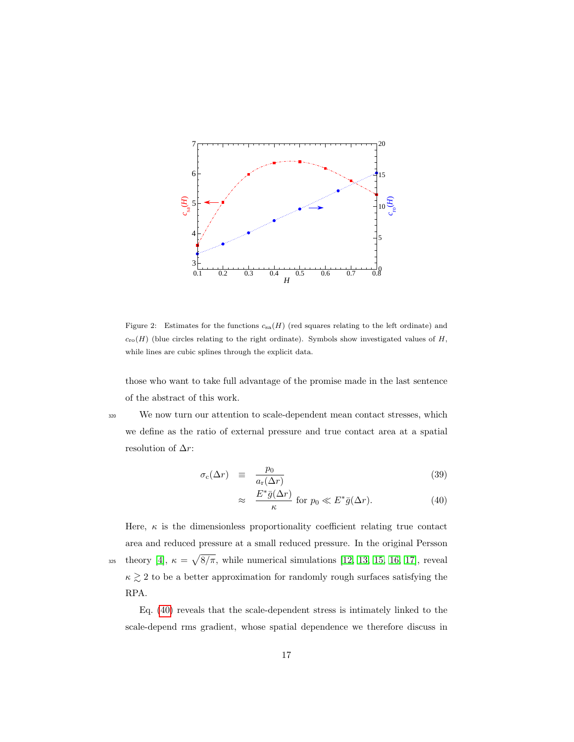Figure 2: Estimates for the functions $c_{\rm sa}(H)$ (red squares relating to the left ordinate) and $c_{\rm ro}(H)$ (blue circles relating to the right ordinate). Symbols show investigated values of $H$, while lines are cubic splines through the explicit data.

those who want to take full advantage of the promise made in the last sentence of the abstract of this work.

We now turn our attention to scale-dependent mean contact stresses, which we define as the ratio of external pressure and true contact area at a spatial resolution of $\Delta r$:

$$\sigma_{\rm c}(\Delta r) \equiv \frac{p_0}{a_{\rm r}(\Delta r)} \tag{39}$$

$$\approx \frac{E^* \bar{g}(\Delta r)}{\kappa} \text{ for } p_0 \ll E^* \bar{g}(\Delta r). \tag{40}$$

Here, $\kappa$ is the dimensionless proportionality coefficient relating true contact area and reduced pressure at a small reduced pressure. In the original Persson theory [4], $\kappa = \sqrt{8/\pi}$, while numerical simulations [12, 13, 15, 16, 17], reveal $\kappa \gtrsim 2$ to be a better approximation for randomly rough surfaces satisfying the RPA.

Eq. (40) reveals that the scale-dependent stress is intimately linked to the scale-depend rms gradient, whose spatial dependence we therefore discuss in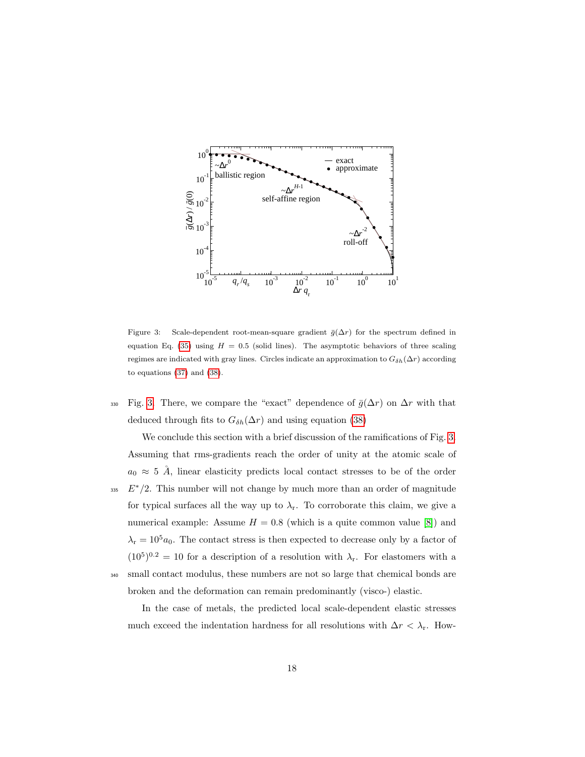Figure 3: Scale-dependent root-mean-square gradient $\bar{g}(\Delta r)$ for the spectrum defined in equation Eq. (35) using $H = 0.5$ (solid lines). The asymptotic behaviors of three scaling regimes are indicated with gray lines. Circles indicate an approximation to $G_{\delta h}(\Delta r)$ according to equations (37) and (38).

Fig. 3. There, we compare the "exact" dependence of $\bar{g}(\Delta r)$ on $\Delta r$ with that deduced through fits to $G_{\delta h}(\Delta r)$ and using equation (38)

We conclude this section with a brief discussion of the ramifications of Fig. 3. Assuming that rms-gradients reach the order of unity at the atomic scale of $a_0 \approx 5$ Å, linear elasticity predicts local contact stresses to be of the order $E^*/2$. This number will not change by much more than an order of magnitude for typical surfaces all the way up to $\lambda_{\mathrm{r}}$. To corroborate this claim, we give a numerical example: Assume $H = 0.8$ (which is a quite common value [8]) and $\lambda_{\mathrm{r}} = 10^5 a_0$. The contact stress is then expected to decrease only by a factor of $(10^5)^{0.2} = 10$ for a description of a resolution with $\lambda_{\mathrm{r}}$. For elastomers with a small contact modulus, these numbers are not so large that chemical bonds are broken and the deformation can remain predominantly (visco-) elastic.

In the case of metals, the predicted local scale-dependent elastic stresses much exceed the indentation hardness for all resolutions with $\Delta r < \lambda_{\mathrm{r}}$. How-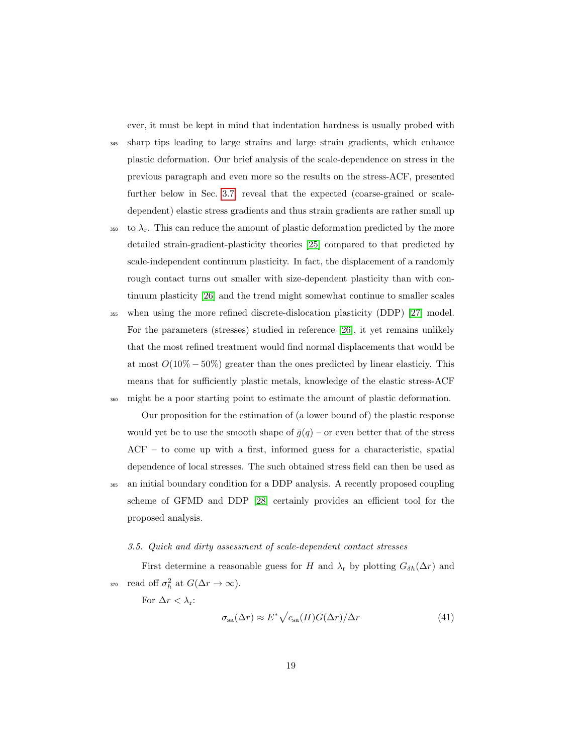ever, it must be kept in mind that indentation hardness is usually probed with sharp tips leading to large strains and large strain gradients, which enhance plastic deformation. Our brief analysis of the scale-dependence on stress in the previous paragraph and even more so the results on the stress-ACF, presented further below in Sec. 3.7, reveal that the expected (coarse-grained or scale-dependent) elastic stress gradients and thus strain gradients are rather small up to $\lambda_\mathrm{r}$. This can reduce the amount of plastic deformation predicted by the more detailed strain-gradient-plasticity theories [25] compared to that predicted by scale-independent continuum plasticity. In fact, the displacement of a randomly rough contact turns out smaller with size-dependent plasticity than with continuum plasticity [26] and the trend might somewhat continue to smaller scales when using the more refined discrete-dislocation plasticity (DDP) [27] model. For the parameters (stresses) studied in reference [26], it yet remains unlikely that the most refined treatment would find normal displacements that would be at most $O(10\% - 50\%)$ greater than the ones predicted by linear elasticiy. This means that for sufficiently plastic metals, knowledge of the elastic stress-ACF might be a poor starting point to estimate the amount of plastic deformation.

Our proposition for the estimation of (a lower bound of) the plastic response would yet be to use the smooth shape of $\bar{g}(q)$ – or even better that of the stress ACF – to come up with a first, informed guess for a characteristic, spatial dependence of local stresses. The such obtained stress field can then be used as an initial boundary condition for a DDP analysis. A recently proposed coupling scheme of GFMD and DDP [28] certainly provides an efficient tool for the proposed analysis.

### 3.5. Quick and dirty assessment of scale-dependent contact stresses

First determine a reasonable guess for $H$ and $\lambda_\mathrm{r}$ by plotting $G_{\delta h}(\Delta r)$ and read off $\sigma_h^2$ at $G(\Delta r \to \infty)$.

For $\Delta r < \lambda_\mathrm{r}$:

$$\sigma_\mathrm{sa}(\Delta r) \approx E^* \sqrt{c_\mathrm{sa}(H) G(\Delta r)} / \Delta r \tag{41}$$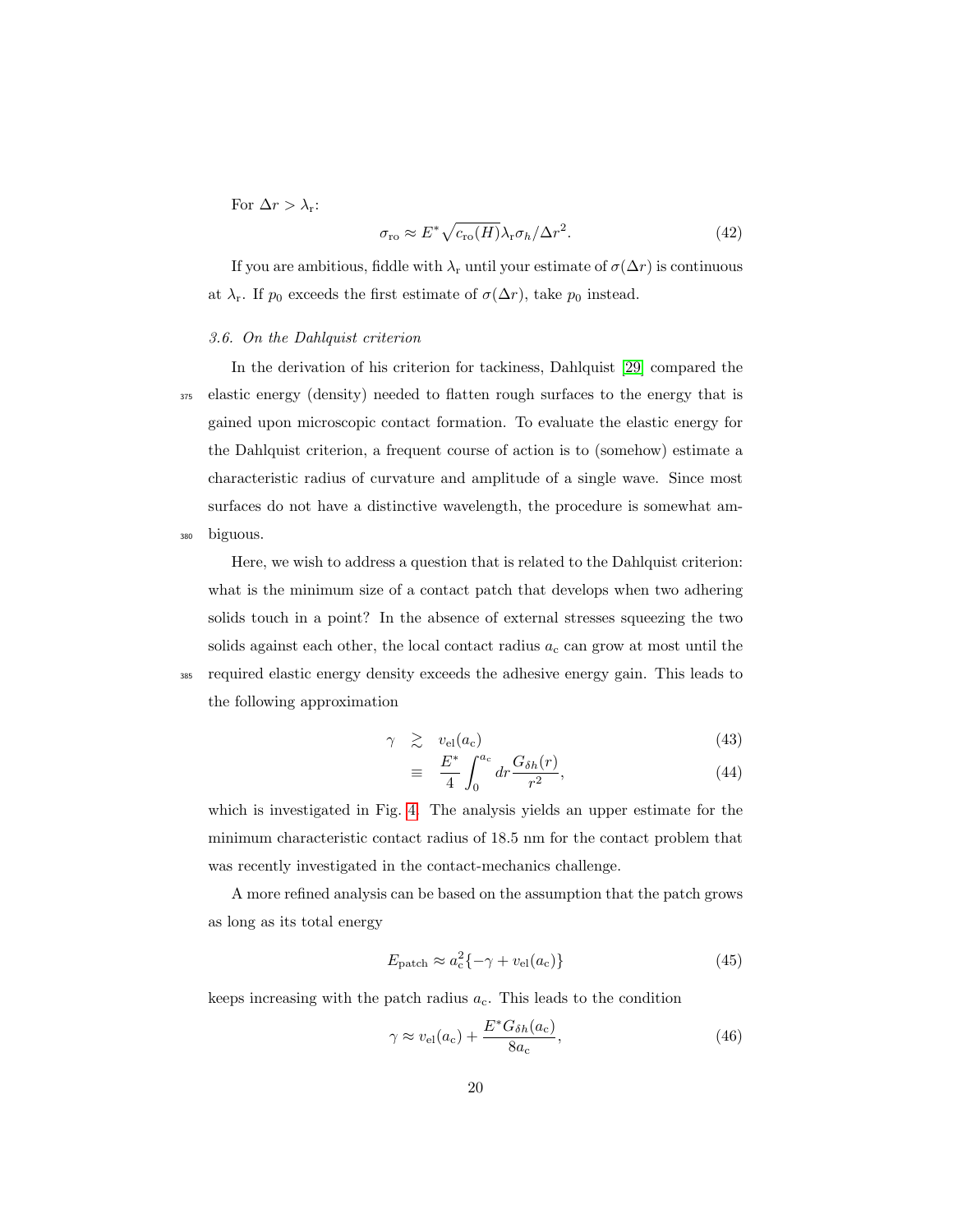For $\Delta r > \lambda_\text{r}$:

$$\sigma_\text{ro} \approx E^* \sqrt{c_\text{ro}(H)} \lambda_\text{r} \sigma_h / \Delta r^2. \tag{42}$$

If you are ambitious, fiddle with $\lambda_\text{r}$ until your estimate of $\sigma(\Delta r)$ is continuous at $\lambda_\text{r}$. If $p_0$ exceeds the first estimate of $\sigma(\Delta r)$, take $p_0$ instead.

### *3.6. On the Dahlquist criterion*

In the derivation of his criterion for tackiness, Dahlquist [29] compared the elastic energy (density) needed to flatten rough surfaces to the energy that is gained upon microscopic contact formation. To evaluate the elastic energy for the Dahlquist criterion, a frequent course of action is to (somehow) estimate a characteristic radius of curvature and amplitude of a single wave. Since most surfaces do not have a distinctive wavelength, the procedure is somewhat ambiguous.

Here, we wish to address a question that is related to the Dahlquist criterion: what is the minimum size of a contact patch that develops when two adhering solids touch in a point? In the absence of external stresses squeezing the two solids against each other, the local contact radius $a_\text{c}$ can grow at most until the required elastic energy density exceeds the adhesive energy gain. This leads to the following approximation

$$\gamma \gtrsim v_\text{el}(a_\text{c}) \tag{43}$$

$$\equiv \frac{E^*}{4} \int_0^{a_\text{c}} dr \frac{G_{\delta h}(r)}{r^2}, \tag{44}$$

which is investigated in Fig. 4. The analysis yields an upper estimate for the minimum characteristic contact radius of 18.5 nm for the contact problem that was recently investigated in the contact-mechanics challenge.

A more refined analysis can be based on the assumption that the patch grows as long as its total energy

$$E_\text{patch} \approx a_\text{c}^2 \{-\gamma + v_\text{el}(a_\text{c})\} \tag{45}$$

keeps increasing with the patch radius $a_\text{c}$. This leads to the condition

$$\gamma \approx v_\text{el}(a_\text{c}) + \frac{E^* G_{\delta h}(a_\text{c})}{8 a_\text{c}}, \tag{46}$$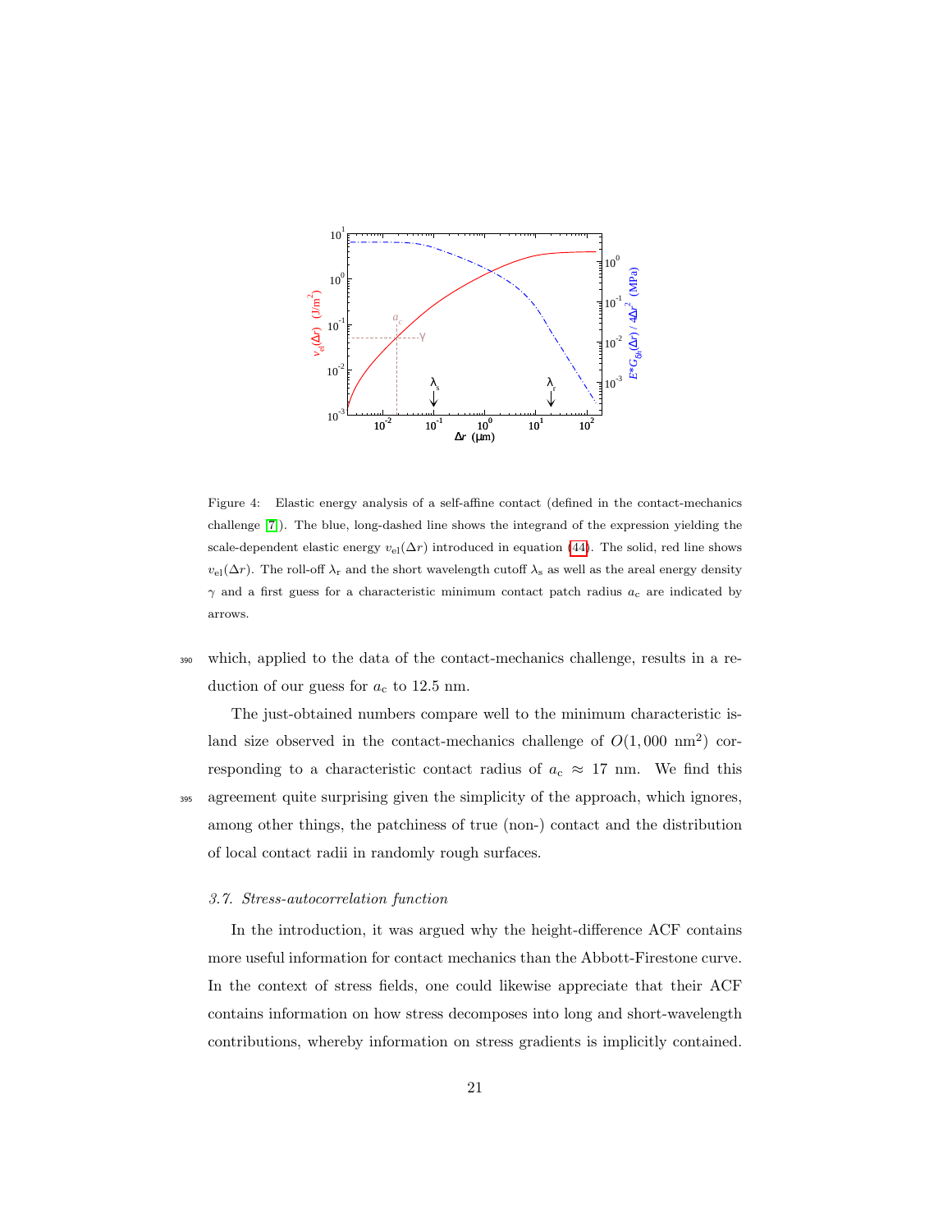Figure 4: Elastic energy analysis of a self-affine contact (defined in the contact-mechanics challenge [7]). The blue, long-dashed line shows the integrand of the expression yielding the scale-dependent elastic energy $v_{\rm el}(\Delta r)$ introduced in equation (44). The solid, red line shows $v_{\rm el}(\Delta r)$. The roll-off $\lambda_{\rm r}$ and the short wavelength cutoff $\lambda_{\rm s}$ as well as the areal energy density $\gamma$ and a first guess for a characteristic minimum contact patch radius $a_{\rm c}$ are indicated by arrows.

which, applied to the data of the contact-mechanics challenge, results in a reduction of our guess for $a_{\rm c}$ to 12.5 nm.

The just-obtained numbers compare well to the minimum characteristic island size observed in the contact-mechanics challenge of $O(1,000\ \text{nm}^2)$ corresponding to a characteristic contact radius of $a_{\rm c} \approx 17$ nm. We find this agreement quite surprising given the simplicity of the approach, which ignores, among other things, the patchiness of true (non-) contact and the distribution of local contact radii in randomly rough surfaces.

### *3.7. Stress-autocorrelation function*

In the introduction, it was argued why the height-difference ACF contains more useful information for contact mechanics than the Abbott-Firestone curve. In the context of stress fields, one could likewise appreciate that their ACF contains information on how stress decomposes into long and short-wavelength contributions, whereby information on stress gradients is implicitly contained.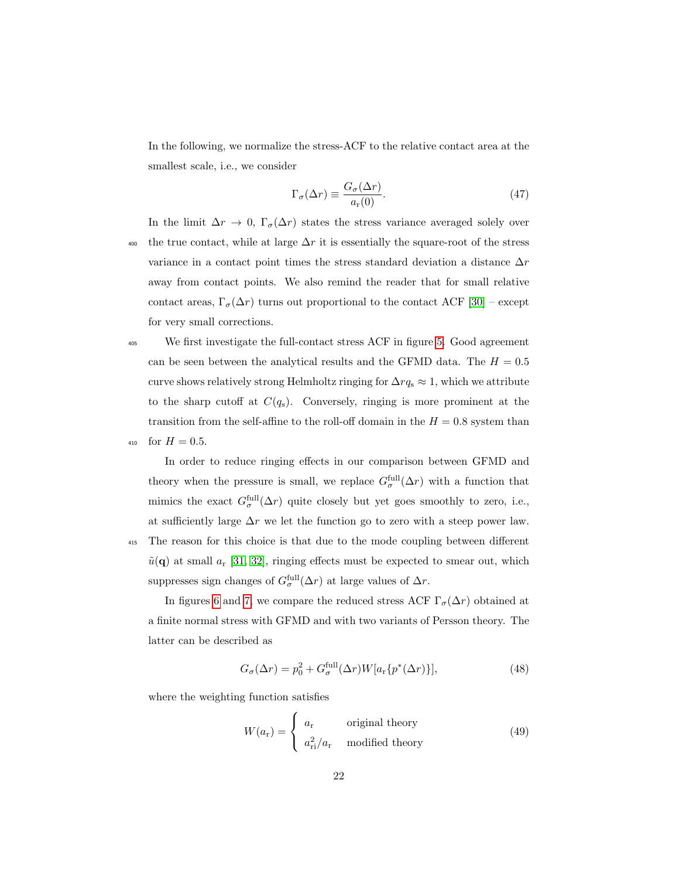In the following, we normalize the stress-ACF to the relative contact area at the smallest scale, i.e., we consider

$$\Gamma_\sigma(\Delta r) \equiv \frac{G_\sigma(\Delta r)}{a_\mathrm{r}(0)}. \tag{47}$$

In the limit $\Delta r \to 0$, $\Gamma_\sigma(\Delta r)$ states the stress variance averaged solely over the true contact, while at large $\Delta r$ it is essentially the square-root of the stress variance in a contact point times the stress standard deviation a distance $\Delta r$ away from contact points. We also remind the reader that for small relative contact areas, $\Gamma_\sigma(\Delta r)$ turns out proportional to the contact ACF [30] – except for very small corrections.

We first investigate the full-contact stress ACF in figure 5. Good agreement can be seen between the analytical results and the GFMD data. The $H = 0.5$ curve shows relatively strong Helmholtz ringing for $\Delta r q_\mathrm{s} \approx 1$, which we attribute to the sharp cutoff at $C(q_\mathrm{s})$. Conversely, ringing is more prominent at the transition from the self-affine to the roll-off domain in the $H = 0.8$ system than for $H = 0.5$.

In order to reduce ringing effects in our comparison between GFMD and theory when the pressure is small, we replace $G_\sigma^\mathrm{full}(\Delta r)$ with a function that mimics the exact $G_\sigma^\mathrm{full}(\Delta r)$ quite closely but yet goes smoothly to zero, i.e., at sufficiently large $\Delta r$ we let the function go to zero with a steep power law. The reason for this choice is that due to the mode coupling between different $\tilde{u}(\mathbf{q})$ at small $a_\mathrm{r}$ [31, 32], ringing effects must be expected to smear out, which suppresses sign changes of $G_\sigma^\mathrm{full}(\Delta r)$ at large values of $\Delta r$.

In figures 6 and 7, we compare the reduced stress ACF $\Gamma_\sigma(\Delta r)$ obtained at a finite normal stress with GFMD and with two variants of Persson theory. The latter can be described as

$$G_\sigma(\Delta r) = p_0^2 + G_\sigma^\mathrm{full}(\Delta r) W[a_\mathrm{r}\{p^*(\Delta r)\}], \tag{48}$$

where the weighting function satisfies

$$W(a_\mathrm{r}) = \begin{cases} a_\mathrm{r} & \text{original theory} \\ a_\mathrm{ri}^2 / a_\mathrm{r} & \text{modified theory} \end{cases} \tag{49}$$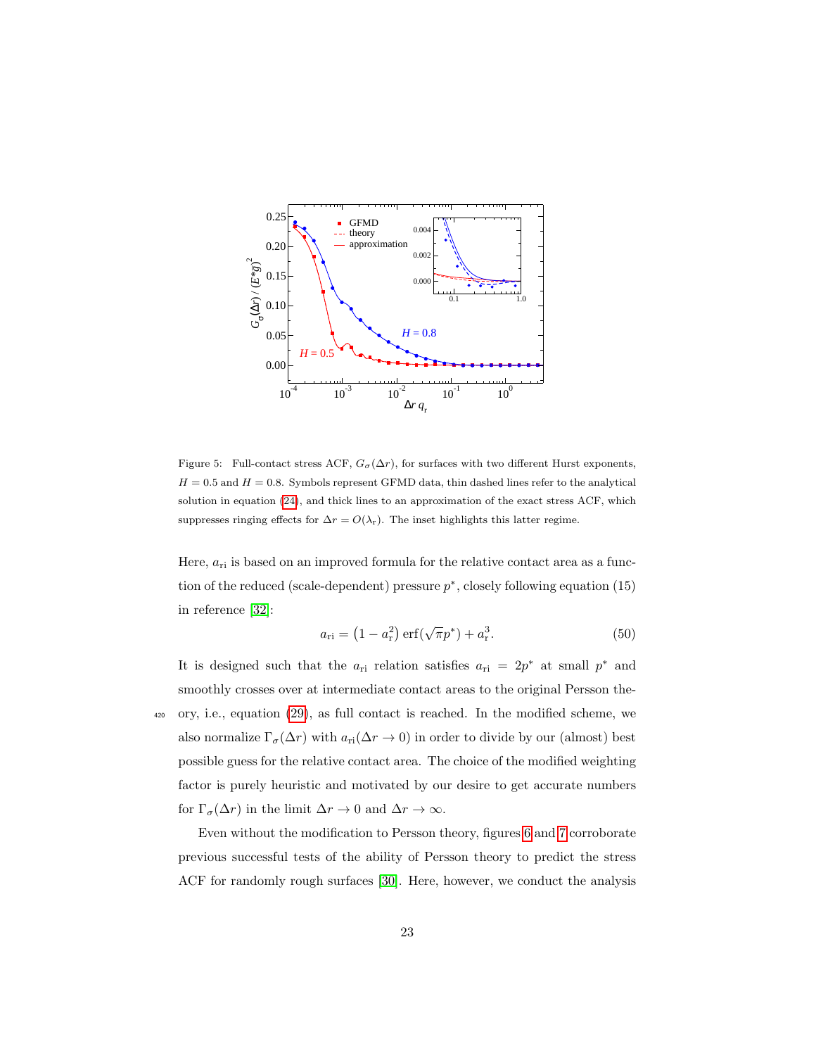Figure 5: Full-contact stress ACF, $G_\sigma(\Delta r)$, for surfaces with two different Hurst exponents, $H = 0.5$ and $H = 0.8$. Symbols represent GFMD data, thin dashed lines refer to the analytical solution in equation (24), and thick lines to an approximation of the exact stress ACF, which suppresses ringing effects for $\Delta r = O(\lambda_\mathrm{r})$. The inset highlights this latter regime.

Here, $a_\mathrm{ri}$ is based on an improved formula for the relative contact area as a function of the reduced (scale-dependent) pressure $p^*$, closely following equation (15) in reference [32]:

$$a_\mathrm{ri} = \left(1 - a_\mathrm{r}^2\right) \mathrm{erf}(\sqrt{\pi} p^*) + a_\mathrm{r}^3. \tag{50}$$

It is designed such that the $a_\mathrm{ri}$ relation satisfies $a_\mathrm{ri} = 2p^*$ at small $p^*$ and smoothly crosses over at intermediate contact areas to the original Persson theory, i.e., equation (29), as full contact is reached. In the modified scheme, we also normalize $\Gamma_\sigma(\Delta r)$ with $a_\mathrm{ri}(\Delta r \to 0)$ in order to divide by our (almost) best possible guess for the relative contact area. The choice of the modified weighting factor is purely heuristic and motivated by our desire to get accurate numbers for $\Gamma_\sigma(\Delta r)$ in the limit $\Delta r \to 0$ and $\Delta r \to \infty$.

Even without the modification to Persson theory, figures 6 and 7 corroborate previous successful tests of the ability of Persson theory to predict the stress ACF for randomly rough surfaces [30]. Here, however, we conduct the analysis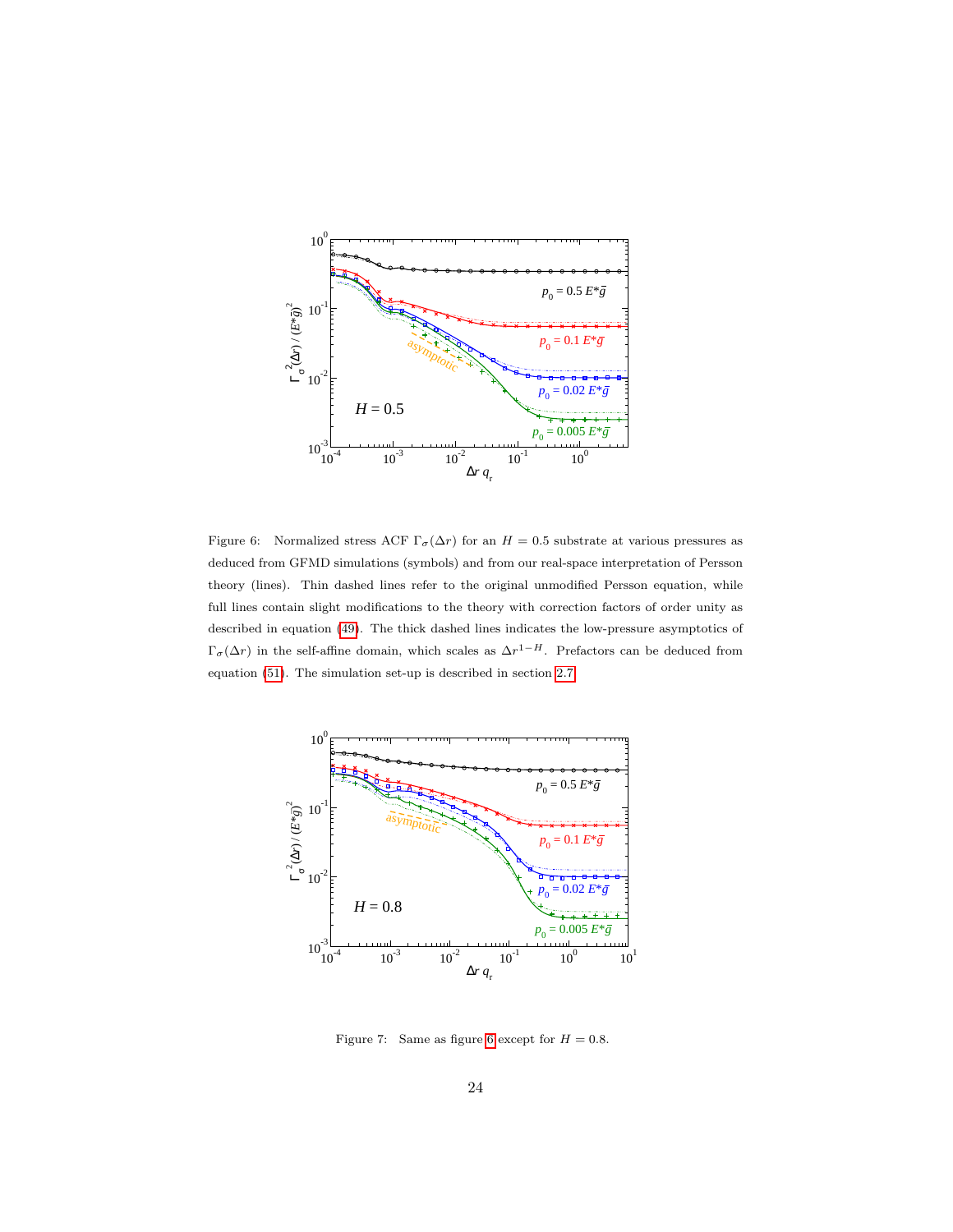Figure 6: Normalized stress ACF $\Gamma_\sigma(\Delta r)$ for an $H = 0.5$ substrate at various pressures as deduced from GFMD simulations (symbols) and from our real-space interpretation of Persson theory (lines). Thin dashed lines refer to the original unmodified Persson equation, while full lines contain slight modifications to the theory with correction factors of order unity as described in equation (49). The thick dashed lines indicates the low-pressure asymptotics of $\Gamma_\sigma(\Delta r)$ in the self-affine domain, which scales as $\Delta r^{1-H}$. Prefactors can be deduced from equation (51). The simulation set-up is described in section 2.7.

Figure 7: Same as figure 6 except for $H = 0.8$.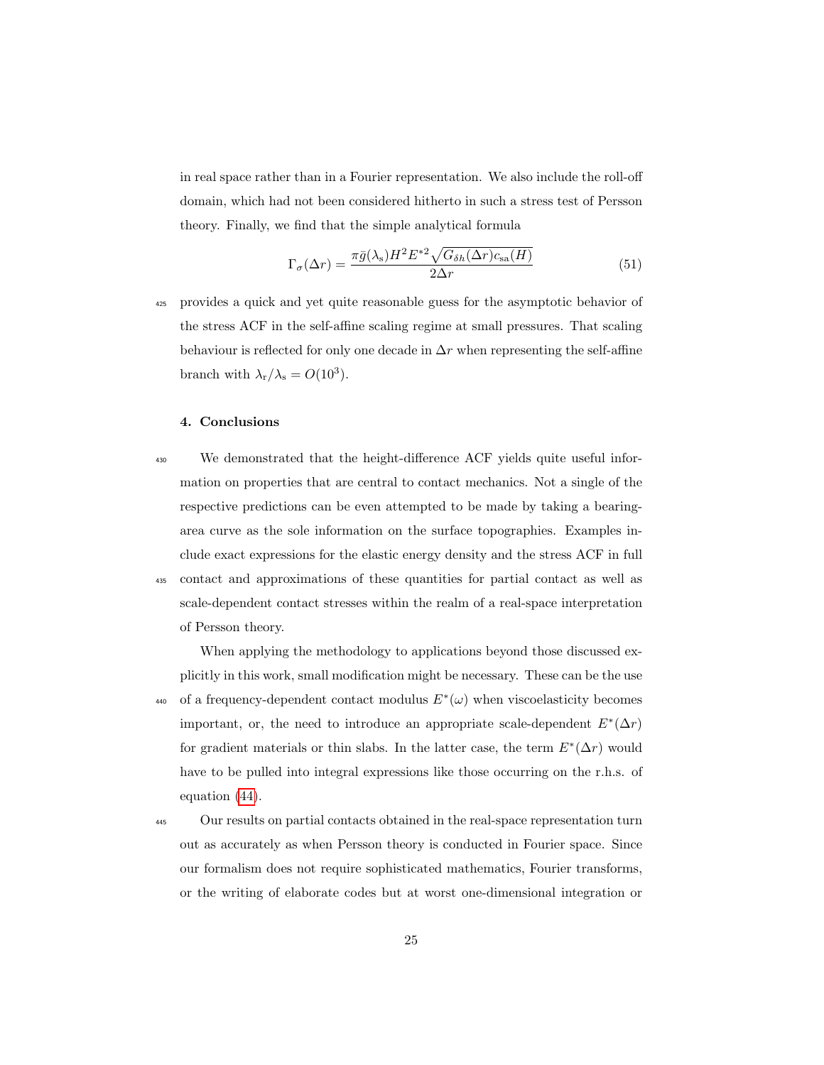in real space rather than in a Fourier representation. We also include the roll-off domain, which had not been considered hitherto in such a stress test of Persson theory. Finally, we find that the simple analytical formula

$$\Gamma_\sigma(\Delta r) = \frac{\pi \bar{g}(\lambda_\mathrm{s}) H^2 E^{*2} \sqrt{G_{\delta h}(\Delta r) c_\mathrm{sa}(H)}}{2\Delta r} \tag{51}$$

provides a quick and yet quite reasonable guess for the asymptotic behavior of the stress ACF in the self-affine scaling regime at small pressures. That scaling behaviour is reflected for only one decade in $\Delta r$ when representing the self-affine branch with $\lambda_\mathrm{r}/\lambda_\mathrm{s} = O(10^3)$.

## 4. Conclusions

We demonstrated that the height-difference ACF yields quite useful information on properties that are central to contact mechanics. Not a single of the respective predictions can be even attempted to be made by taking a bearing-area curve as the sole information on the surface topographies. Examples include exact expressions for the elastic energy density and the stress ACF in full contact and approximations of these quantities for partial contact as well as scale-dependent contact stresses within the realm of a real-space interpretation of Persson theory.

When applying the methodology to applications beyond those discussed explicitly in this work, small modification might be necessary. These can be the use of a frequency-dependent contact modulus $E^*(\omega)$ when viscoelasticity becomes important, or, the need to introduce an appropriate scale-dependent $E^*(\Delta r)$ for gradient materials or thin slabs. In the latter case, the term $E^*(\Delta r)$ would have to be pulled into integral expressions like those occurring on the r.h.s. of equation (44).

Our results on partial contacts obtained in the real-space representation turn out as accurately as when Persson theory is conducted in Fourier space. Since our formalism does not require sophisticated mathematics, Fourier transforms, or the writing of elaborate codes but at worst one-dimensional integration or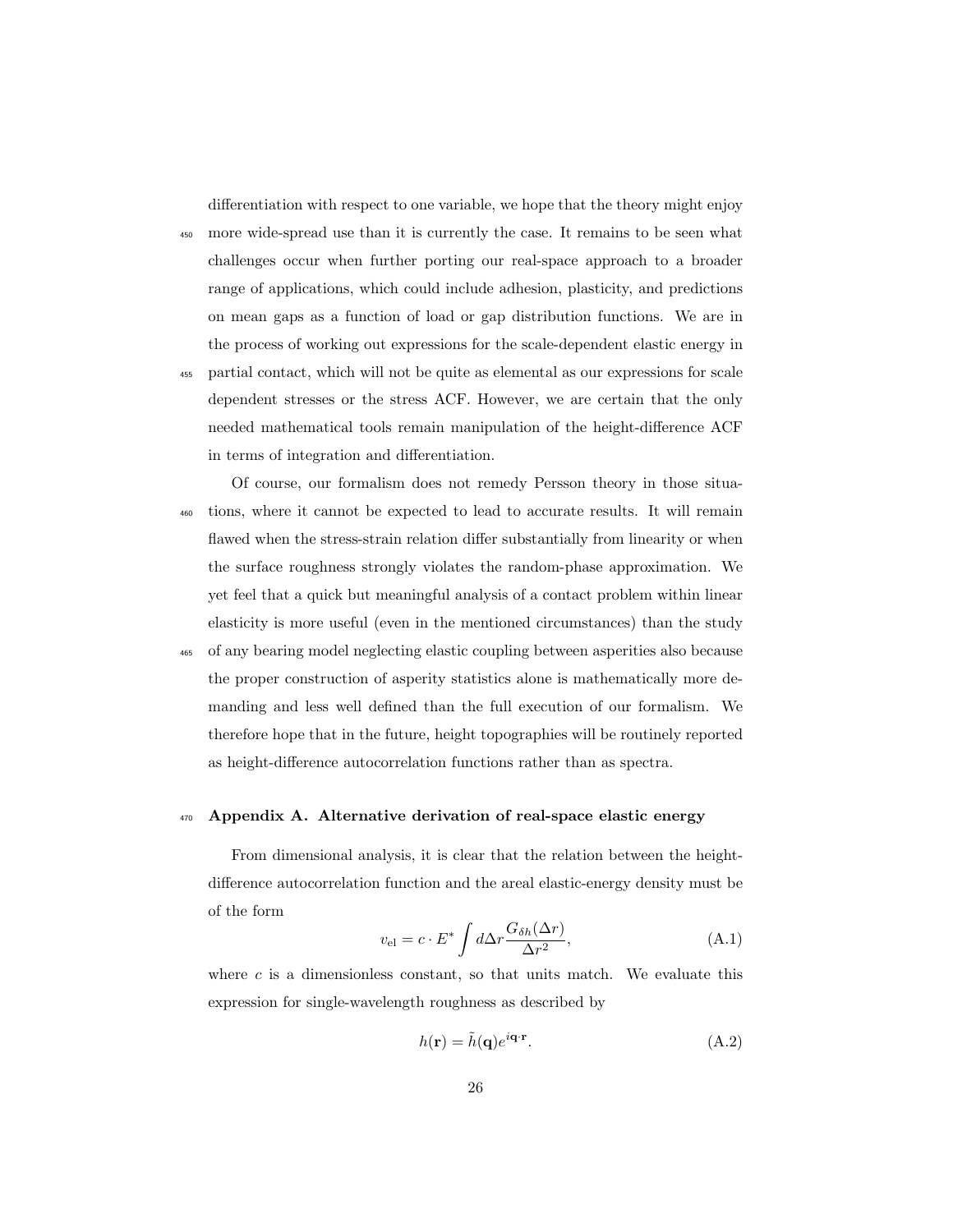differentiation with respect to one variable, we hope that the theory might enjoy more wide-spread use than it is currently the case. It remains to be seen what challenges occur when further porting our real-space approach to a broader range of applications, which could include adhesion, plasticity, and predictions on mean gaps as a function of load or gap distribution functions. We are in the process of working out expressions for the scale-dependent elastic energy in partial contact, which will not be quite as elemental as our expressions for scale dependent stresses or the stress ACF. However, we are certain that the only needed mathematical tools remain manipulation of the height-difference ACF in terms of integration and differentiation.

Of course, our formalism does not remedy Persson theory in those situations, where it cannot be expected to lead to accurate results. It will remain flawed when the stress-strain relation differ substantially from linearity or when the surface roughness strongly violates the random-phase approximation. We yet feel that a quick but meaningful analysis of a contact problem within linear elasticity is more useful (even in the mentioned circumstances) than the study of any bearing model neglecting elastic coupling between asperities also because the proper construction of asperity statistics alone is mathematically more demanding and less well defined than the full execution of our formalism. We therefore hope that in the future, height topographies will be routinely reported as height-difference autocorrelation functions rather than as spectra.

## Appendix A. Alternative derivation of real-space elastic energy

From dimensional analysis, it is clear that the relation between the height-difference autocorrelation function and the areal elastic-energy density must be of the form

$$v_{\text{el}} = c \cdot E^* \int d\Delta r \frac{G_{\delta h}(\Delta r)}{\Delta r^2}, \tag{A.1}$$

where $c$ is a dimensionless constant, so that units match. We evaluate this expression for single-wavelength roughness as described by

$$h(\mathbf{r}) = \tilde{h}(\mathbf{q}) e^{i\mathbf{q}\cdot\mathbf{r}}. \tag{A.2}$$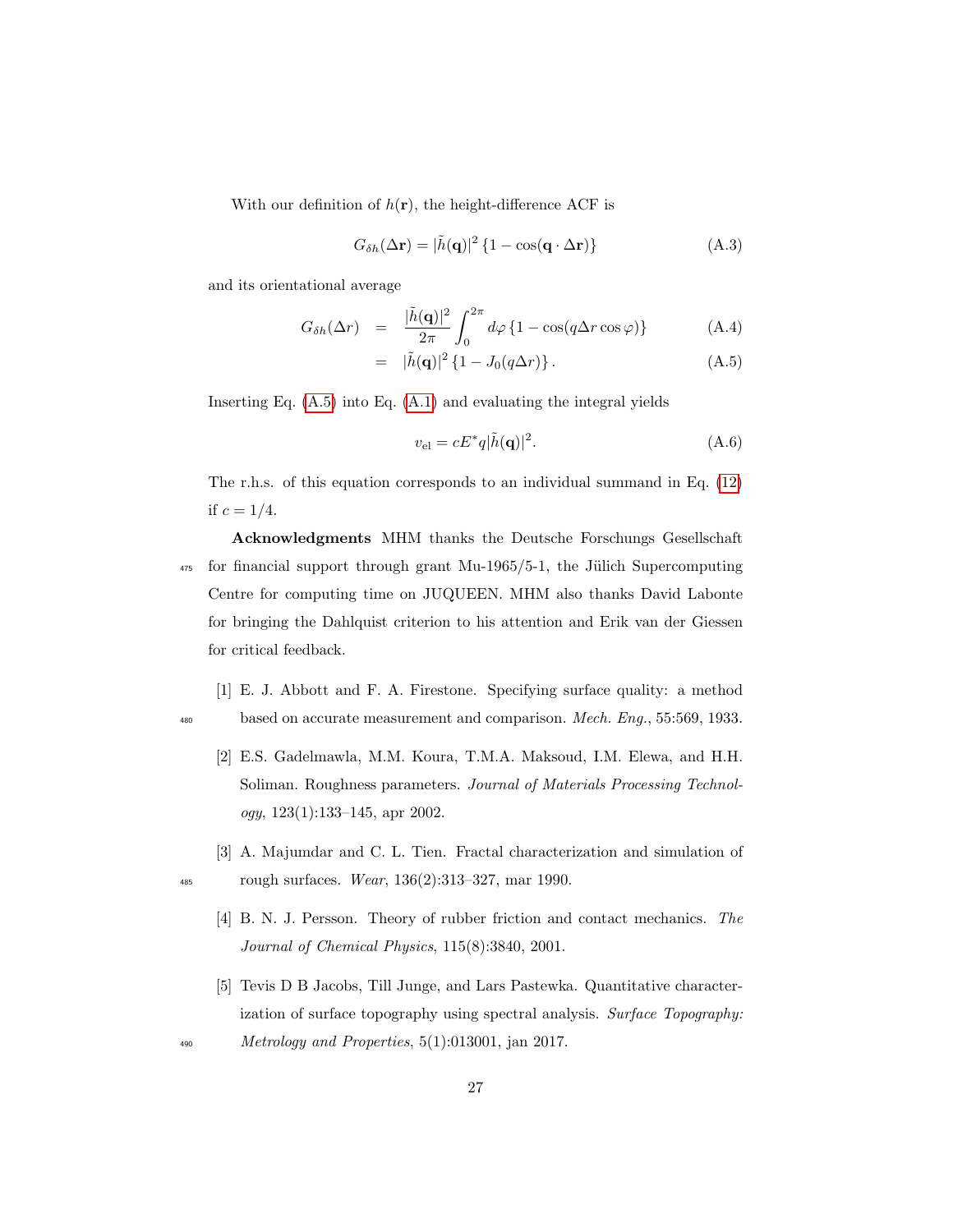With our definition of $h(\mathbf{r})$, the height-difference ACF is

$$G_{\delta h}(\Delta \mathbf{r}) = |\tilde{h}(\mathbf{q})|^2 \{1 - \cos(\mathbf{q} \cdot \Delta \mathbf{r})\} \tag{A.3}$$

and its orientational average

$$\begin{aligned} G_{\delta h}(\Delta r) &= \frac{|\tilde{h}(\mathbf{q})|^2}{2\pi} \int_0^{2\pi} d\varphi \{1 - \cos(q \Delta r \cos \varphi)\} & \text{(A.4)} \\ &= |\tilde{h}(\mathbf{q})|^2 \{1 - J_0(q \Delta r)\} . & \text{(A.5)} \end{aligned}$$

Inserting Eq. (A.5) into Eq. (A.1) and evaluating the integral yields

$$v_{\text{el}} = c E^* q |\tilde{h}(\mathbf{q})|^2. \tag{A.6}$$

The r.h.s. of this equation corresponds to an individual summand in Eq. (12) if $c = 1/4$.

**Acknowledgments** MHM thanks the Deutsche Forschungs Gesellschaft for financial support through grant Mu-1965/5-1, the Jülich Supercomputing Centre for computing time on JUQUEEN. MHM also thanks David Labonte for bringing the Dahlquist criterion to his attention and Erik van der Giessen for critical feedback.

[1] E. J. Abbott and F. A. Firestone. Specifying surface quality: a method based on accurate measurement and comparison. *Mech. Eng.*, 55:569, 1933.

[2] E.S. Gadelmawla, M.M. Koura, T.M.A. Maksoud, I.M. Elewa, and H.H. Soliman. Roughness parameters. *Journal of Materials Processing Technology*, 123(1):133–145, apr 2002.

[3] A. Majumdar and C. L. Tien. Fractal characterization and simulation of rough surfaces. *Wear*, 136(2):313–327, mar 1990.

[4] B. N. J. Persson. Theory of rubber friction and contact mechanics. *The Journal of Chemical Physics*, 115(8):3840, 2001.

[5] Tevis D B Jacobs, Till Junge, and Lars Pastewka. Quantitative characterization of surface topography using spectral analysis. *Surface Topography: Metrology and Properties*, 5(1):013001, jan 2017.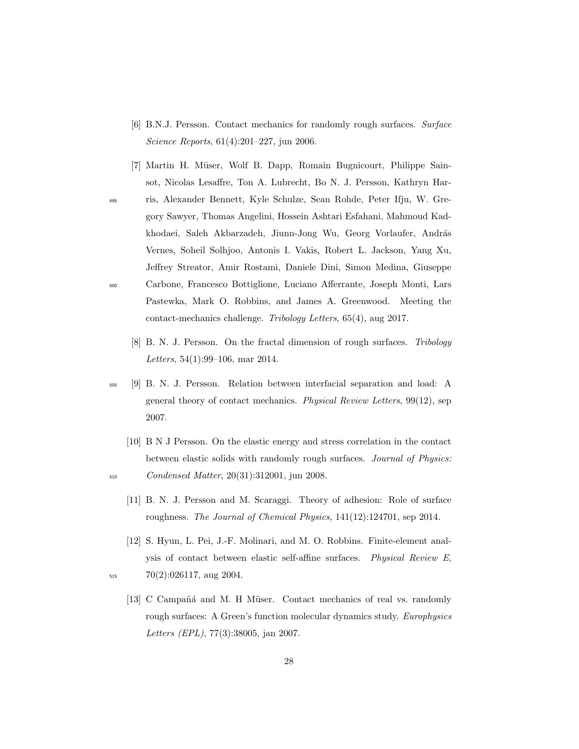[6] B.N.J. Persson. Contact mechanics for randomly rough surfaces. *Surface Science Reports*, 61(4):201–227, jun 2006.

[7] Martin H. Müser, Wolf B. Dapp, Romain Bugnicourt, Philippe Sainsot, Nicolas Lesaffre, Ton A. Lubrecht, Bo N. J. Persson, Kathryn Harris, Alexander Bennett, Kyle Schulze, Sean Rohde, Peter Ifju, W. Gregory Sawyer, Thomas Angelini, Hossein Ashtari Esfahani, Mahmoud Kadkhodaei, Saleh Akbarzadeh, Jiunn-Jong Wu, Georg Vorlaufer, András Vernes, Soheil Solhjoo, Antonis I. Vakis, Robert L. Jackson, Yang Xu, Jeffrey Streator, Amir Rostami, Daniele Dini, Simon Medina, Giuseppe Carbone, Francesco Bottiglione, Luciano Afferrante, Joseph Monti, Lars Pastewka, Mark O. Robbins, and James A. Greenwood. Meeting the contact-mechanics challenge. *Tribology Letters*, 65(4), aug 2017.

[8] B. N. J. Persson. On the fractal dimension of rough surfaces. *Tribology Letters*, 54(1):99–106, mar 2014.

[9] B. N. J. Persson. Relation between interfacial separation and load: A general theory of contact mechanics. *Physical Review Letters*, 99(12), sep 2007.

[10] B N J Persson. On the elastic energy and stress correlation in the contact between elastic solids with randomly rough surfaces. *Journal of Physics: Condensed Matter*, 20(31):312001, jun 2008.

[11] B. N. J. Persson and M. Scaraggi. Theory of adhesion: Role of surface roughness. *The Journal of Chemical Physics*, 141(12):124701, sep 2014.

[12] S. Hyun, L. Pei, J.-F. Molinari, and M. O. Robbins. Finite-element analysis of contact between elastic self-affine surfaces. *Physical Review E*, 70(2):026117, aug 2004.

[13] C Campañá and M. H Müser. Contact mechanics of real vs. randomly rough surfaces: A Green's function molecular dynamics study. *Europhysics Letters (EPL)*, 77(3):38005, jan 2007.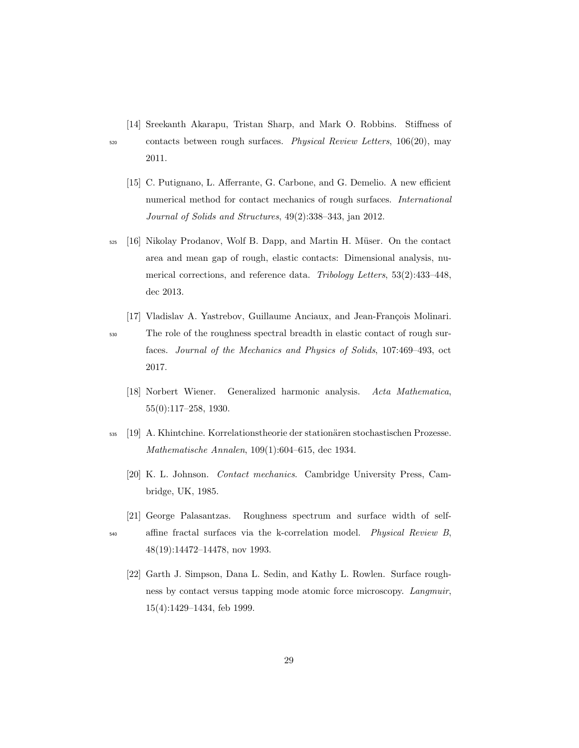[14] Sreekanth Akarapu, Tristan Sharp, and Mark O. Robbins. Stiffness of contacts between rough surfaces. *Physical Review Letters*, 106(20), may 2011.

[15] C. Putignano, L. Afferrante, G. Carbone, and G. Demelio. A new efficient numerical method for contact mechanics of rough surfaces. *International Journal of Solids and Structures*, 49(2):338–343, jan 2012.

[16] Nikolay Prodanov, Wolf B. Dapp, and Martin H. Müser. On the contact area and mean gap of rough, elastic contacts: Dimensional analysis, numerical corrections, and reference data. *Tribology Letters*, 53(2):433–448, dec 2013.

[17] Vladislav A. Yastrebov, Guillaume Anciaux, and Jean-François Molinari. The role of the roughness spectral breadth in elastic contact of rough surfaces. *Journal of the Mechanics and Physics of Solids*, 107:469–493, oct 2017.

[18] Norbert Wiener. Generalized harmonic analysis. *Acta Mathematica*, 55(0):117–258, 1930.

[19] A. Khintchine. Korrelationstheorie der stationären stochastischen Prozesse. *Mathematische Annalen*, 109(1):604–615, dec 1934.

[20] K. L. Johnson. *Contact mechanics*. Cambridge University Press, Cambridge, UK, 1985.

[21] George Palasantzas. Roughness spectrum and surface width of self-affine fractal surfaces via the k-correlation model. *Physical Review B*, 48(19):14472–14478, nov 1993.

[22] Garth J. Simpson, Dana L. Sedin, and Kathy L. Rowlen. Surface roughness by contact versus tapping mode atomic force microscopy. *Langmuir*, 15(4):1429–1434, feb 1999.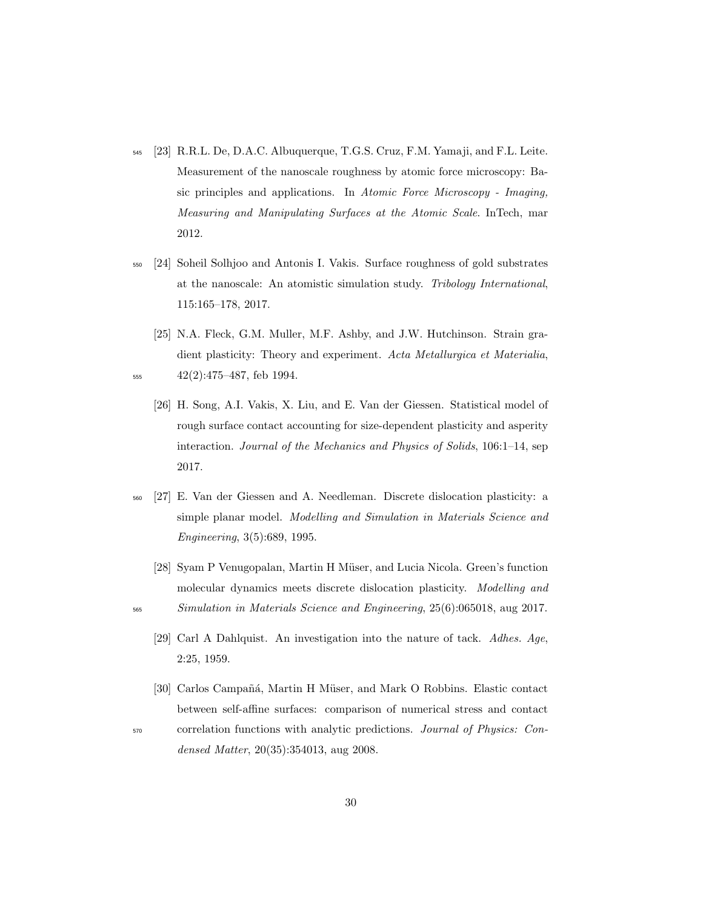[23] R.R.L. De, D.A.C. Albuquerque, T.G.S. Cruz, F.M. Yamaji, and F.L. Leite. Measurement of the nanoscale roughness by atomic force microscopy: Basic principles and applications. In *Atomic Force Microscopy - Imaging, Measuring and Manipulating Surfaces at the Atomic Scale*. InTech, mar 2012.

[24] Soheil Solhjoo and Antonis I. Vakis. Surface roughness of gold substrates at the nanoscale: An atomistic simulation study. *Tribology International*, 115:165–178, 2017.

[25] N.A. Fleck, G.M. Muller, M.F. Ashby, and J.W. Hutchinson. Strain gradient plasticity: Theory and experiment. *Acta Metallurgica et Materialia*, 42(2):475–487, feb 1994.

[26] H. Song, A.I. Vakis, X. Liu, and E. Van der Giessen. Statistical model of rough surface contact accounting for size-dependent plasticity and asperity interaction. *Journal of the Mechanics and Physics of Solids*, 106:1–14, sep 2017.

[27] E. Van der Giessen and A. Needleman. Discrete dislocation plasticity: a simple planar model. *Modelling and Simulation in Materials Science and Engineering*, 3(5):689, 1995.

[28] Syam P Venugopalan, Martin H Müser, and Lucia Nicola. Green's function molecular dynamics meets discrete dislocation plasticity. *Modelling and Simulation in Materials Science and Engineering*, 25(6):065018, aug 2017.

[29] Carl A Dahlquist. An investigation into the nature of tack. *Adhes. Age*, 2:25, 1959.

[30] Carlos Campañá, Martin H Müser, and Mark O Robbins. Elastic contact between self-affine surfaces: comparison of numerical stress and contact correlation functions with analytic predictions. *Journal of Physics: Condensed Matter*, 20(35):354013, aug 2008.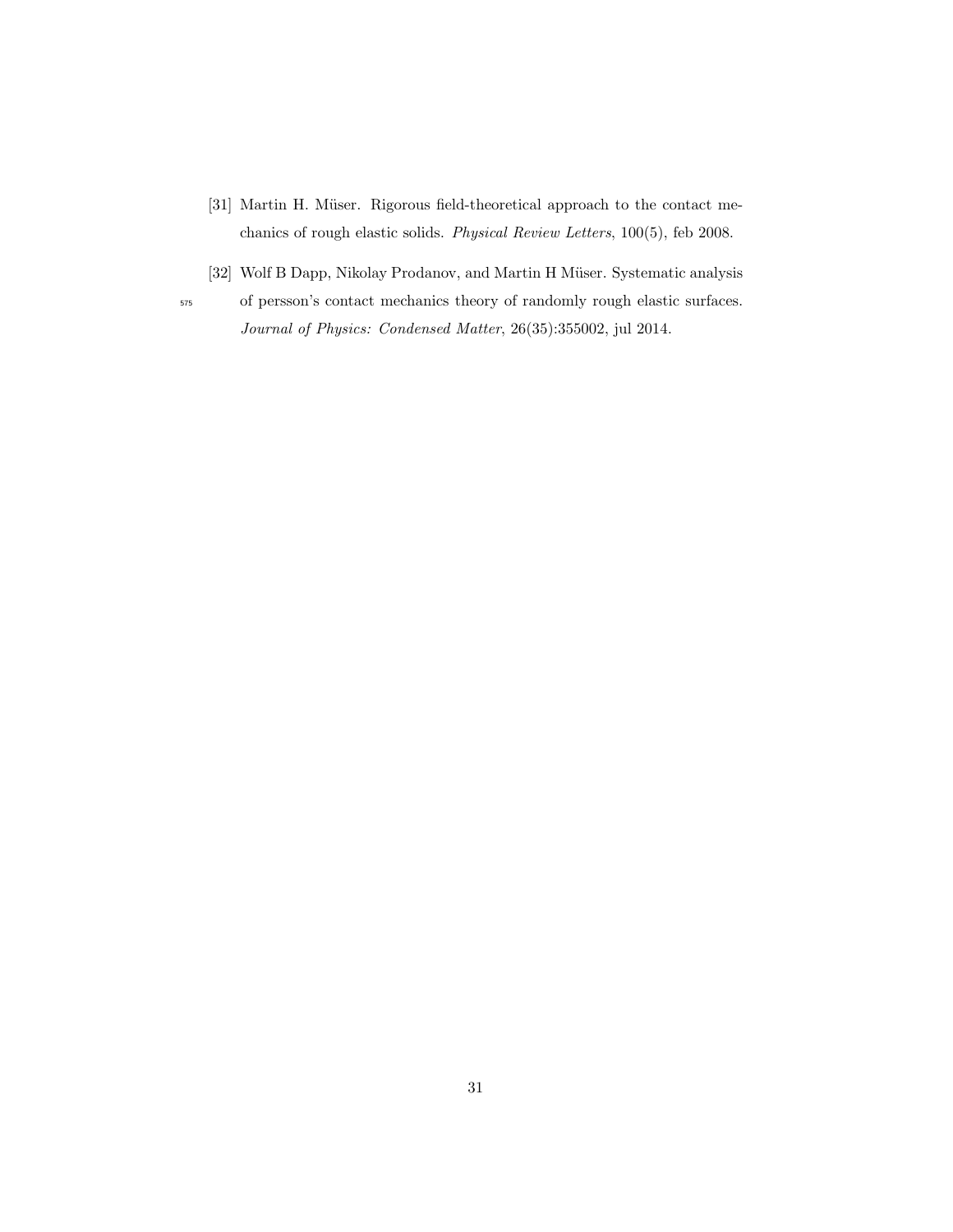[31] Martin H. Müser. Rigorous field-theoretical approach to the contact mechanics of rough elastic solids. *Physical Review Letters*, 100(5), feb 2008.

[32] Wolf B Dapp, Nikolay Prodanov, and Martin H Müser. Systematic analysis of persson's contact mechanics theory of randomly rough elastic surfaces. *Journal of Physics: Condensed Matter*, 26(35):355002, jul 2014.